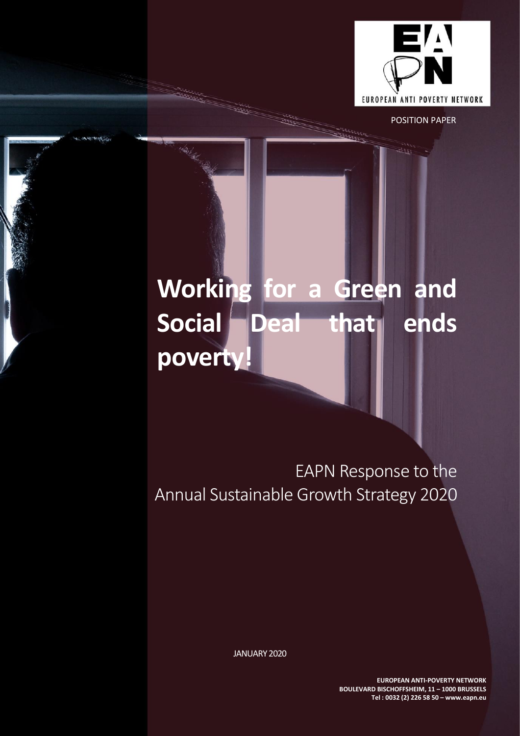EUROPEAN ANTI POVERTY NETWORK

POSITION PAPER

# Working for a Green and Social Deal that ends poverty!

EAPN Response to the Annual Sustainable Growth Strategy 2020

JANUARY 2020

**EUROPEAN ANTI-POVERTY NETWORK**
**BOULEVARD BISCHOFFSHEIM, 11 – 1000 BRUSSELS**
**Tel : 0032 (2) 226 58 50 – www.eapn.eu**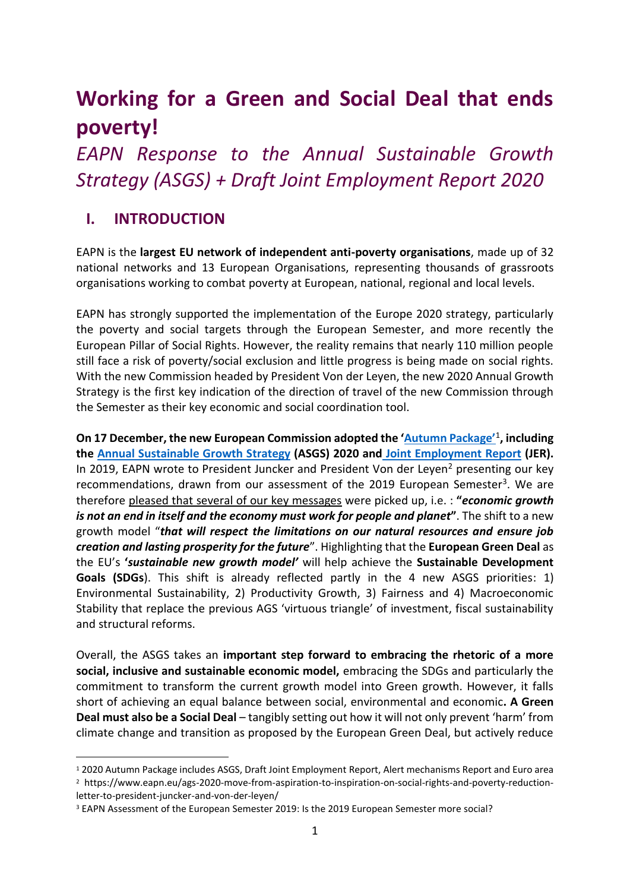# Working for a Green and Social Deal that ends poverty!

## *EAPN Response to the Annual Sustainable Growth Strategy (ASGS) + Draft Joint Employment Report 2020*

## I. INTRODUCTION

EAPN is the **largest EU network of independent anti-poverty organisations**, made up of 32 national networks and 13 European Organisations, representing thousands of grassroots organisations working to combat poverty at European, national, regional and local levels.

EAPN has strongly supported the implementation of the Europe 2020 strategy, particularly the poverty and social targets through the European Semester, and more recently the European Pillar of Social Rights. However, the reality remains that nearly 110 million people still face a risk of poverty/social exclusion and little progress is being made on social rights. With the new Commission headed by President Von der Leyen, the new 2020 Annual Growth Strategy is the first key indication of the direction of travel of the new Commission through the Semester as their key economic and social coordination tool.

**On 17 December, the new European Commission adopted the 'Autumn Package'[1], including the Annual Sustainable Growth Strategy (ASGS) 2020 and Joint Employment Report (JER).** In 2019, EAPN wrote to President Juncker and President Von der Leyen[2] presenting our key recommendations, drawn from our assessment of the 2019 European Semester[3]. We are therefore pleased that several of our key messages were picked up, i.e. : **"*economic growth is not an end in itself and the economy must work for people and planet*"**. The shift to a new growth model "***that will respect the limitations on our natural resources and ensure job creation and lasting prosperity for the future***". Highlighting that the **European Green Deal** as the EU's **'*sustainable new growth model*'** will help achieve the **Sustainable Development Goals (SDGs**). This shift is already reflected partly in the 4 new ASGS priorities: 1) Environmental Sustainability, 2) Productivity Growth, 3) Fairness and 4) Macroeconomic Stability that replace the previous AGS 'virtuous triangle' of investment, fiscal sustainability and structural reforms.

Overall, the ASGS takes an **important step forward to embracing the rhetoric of a more social, inclusive and sustainable economic model,** embracing the SDGs and particularly the commitment to transform the current growth model into Green growth. However, it falls short of achieving an equal balance between social, environmental and economic**. A Green Deal must also be a Social Deal** – tangibly setting out how it will not only prevent 'harm' from climate change and transition as proposed by the European Green Deal, but actively reduce

[1] 2020 Autumn Package includes ASGS, Draft Joint Employment Report, Alert mechanisms Report and Euro area

[2] https://www.eapn.eu/ags-2020-move-from-aspiration-to-inspiration-on-social-rights-and-poverty-reduction-letter-to-president-juncker-and-von-der-leyen/

[3] EAPN Assessment of the European Semester 2019: Is the 2019 European Semester more social?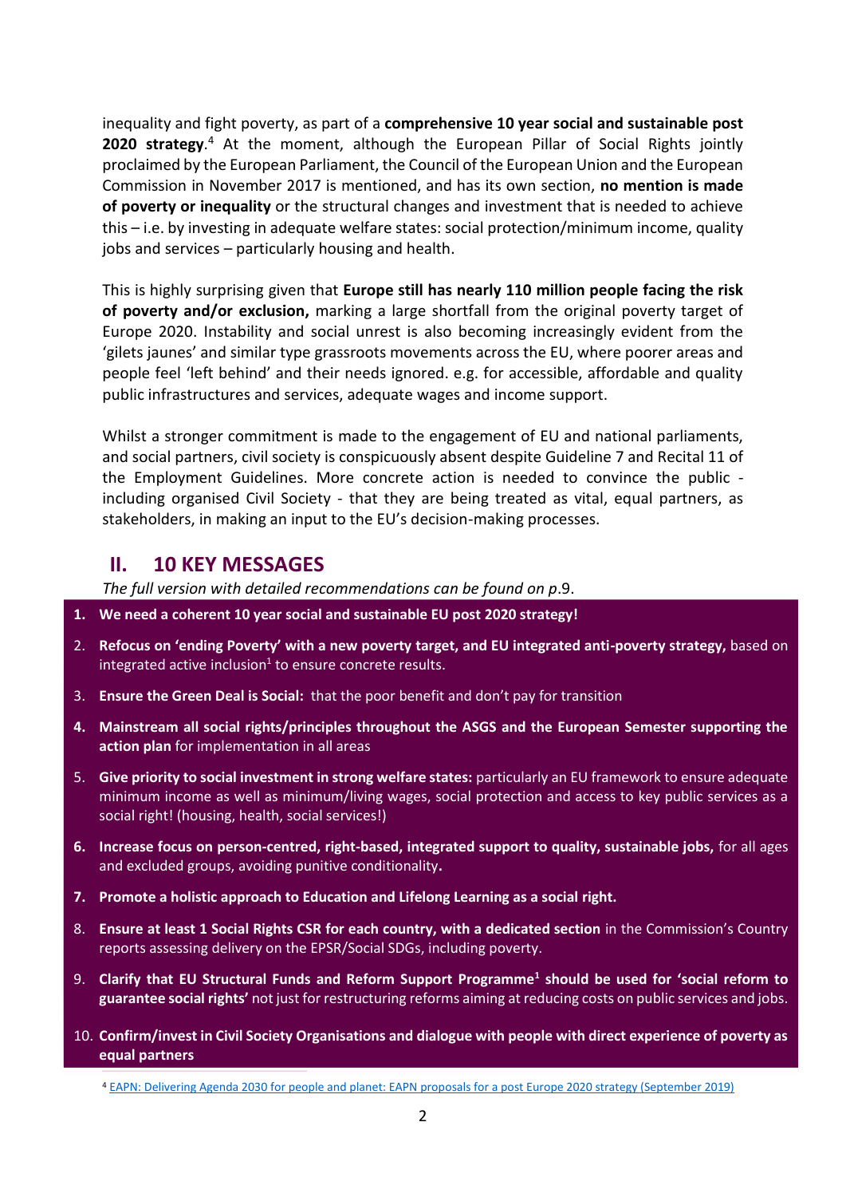inequality and fight poverty, as part of a **comprehensive 10 year social and sustainable post 2020 strategy**.[4] At the moment, although the European Pillar of Social Rights jointly proclaimed by the European Parliament, the Council of the European Union and the European Commission in November 2017 is mentioned, and has its own section, **no mention is made of poverty or inequality** or the structural changes and investment that is needed to achieve this – i.e. by investing in adequate welfare states: social protection/minimum income, quality jobs and services – particularly housing and health.

This is highly surprising given that **Europe still has nearly 110 million people facing the risk of poverty and/or exclusion,** marking a large shortfall from the original poverty target of Europe 2020. Instability and social unrest is also becoming increasingly evident from the 'gilets jaunes' and similar type grassroots movements across the EU, where poorer areas and people feel 'left behind' and their needs ignored. e.g. for accessible, affordable and quality public infrastructures and services, adequate wages and income support.

Whilst a stronger commitment is made to the engagement of EU and national parliaments, and social partners, civil society is conspicuously absent despite Guideline 7 and Recital 11 of the Employment Guidelines. More concrete action is needed to convince the public - including organised Civil Society - that they are being treated as vital, equal partners, as stakeholders, in making an input to the EU's decision-making processes.

## II. 10 KEY MESSAGES

*The full version with detailed recommendations can be found on p.9.*

1. **We need a coherent 10 year social and sustainable EU post 2020 strategy!**
2. **Refocus on 'ending Poverty' with a new poverty target, and EU integrated anti-poverty strategy,** based on integrated active inclusion[1] to ensure concrete results.
3. **Ensure the Green Deal is Social:** that the poor benefit and don't pay for transition
4. **Mainstream all social rights/principles throughout the ASGS and the European Semester supporting the action plan** for implementation in all areas
5. **Give priority to social investment in strong welfare states:** particularly an EU framework to ensure adequate minimum income as well as minimum/living wages, social protection and access to key public services as a social right! (housing, health, social services!)
6. **Increase focus on person-centred, right-based, integrated support to quality, sustainable jobs,** for all ages and excluded groups, avoiding punitive conditionality**.**
7. **Promote a holistic approach to Education and Lifelong Learning as a social right.**
8. **Ensure at least 1 Social Rights CSR for each country, with a dedicated section** in the Commission's Country reports assessing delivery on the EPSR/Social SDGs, including poverty.
9. **Clarify that EU Structural Funds and Reform Support Programme[1] should be used for 'social reform to guarantee social rights'** not just for restructuring reforms aiming at reducing costs on public services and jobs.
10. **Confirm/invest in Civil Society Organisations and dialogue with people with direct experience of poverty as equal partners**

[4] EAPN: Delivering Agenda 2030 for people and planet: EAPN proposals for a post Europe 2020 strategy (September 2019)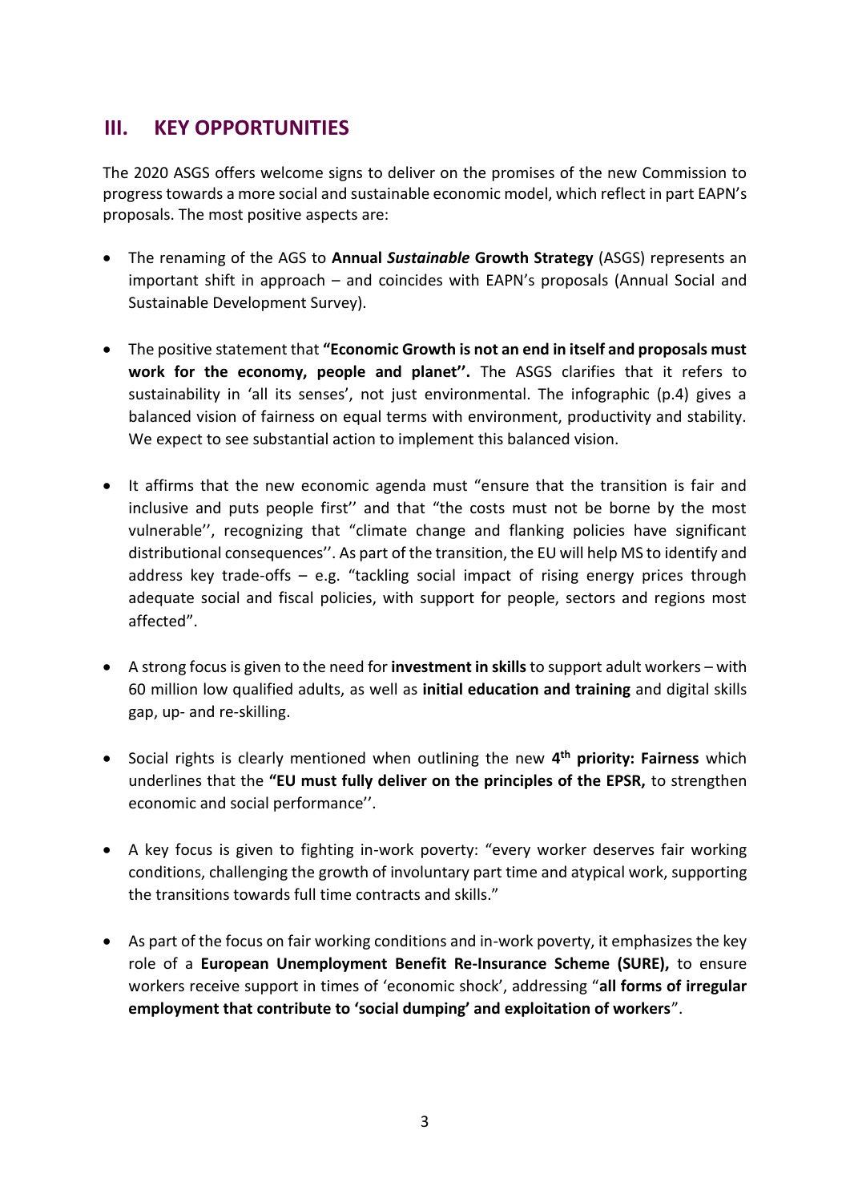## III. KEY OPPORTUNITIES

The 2020 ASGS offers welcome signs to deliver on the promises of the new Commission to progress towards a more social and sustainable economic model, which reflect in part EAPN's proposals. The most positive aspects are:

- The renaming of the AGS to **Annual *Sustainable* Growth Strategy** (ASGS) represents an important shift in approach – and coincides with EAPN's proposals (Annual Social and Sustainable Development Survey).

- The positive statement that **"Economic Growth is not an end in itself and proposals must work for the economy, people and planet''.** The ASGS clarifies that it refers to sustainability in 'all its senses', not just environmental. The infographic (p.4) gives a balanced vision of fairness on equal terms with environment, productivity and stability. We expect to see substantial action to implement this balanced vision.

- It affirms that the new economic agenda must "ensure that the transition is fair and inclusive and puts people first'' and that "the costs must not be borne by the most vulnerable'', recognizing that "climate change and flanking policies have significant distributional consequences''. As part of the transition, the EU will help MS to identify and address key trade-offs – e.g. "tackling social impact of rising energy prices through adequate social and fiscal policies, with support for people, sectors and regions most affected".

- A strong focus is given to the need for **investment in skills** to support adult workers – with 60 million low qualified adults, as well as **initial education and training** and digital skills gap, up- and re-skilling.

- Social rights is clearly mentioned when outlining the new **4th priority: Fairness** which underlines that the **"EU must fully deliver on the principles of the EPSR,** to strengthen economic and social performance''.

- A key focus is given to fighting in-work poverty: "every worker deserves fair working conditions, challenging the growth of involuntary part time and atypical work, supporting the transitions towards full time contracts and skills."

- As part of the focus on fair working conditions and in-work poverty, it emphasizes the key role of a **European Unemployment Benefit Re-Insurance Scheme (SURE),** to ensure workers receive support in times of 'economic shock', addressing "**all forms of irregular employment that contribute to 'social dumping' and exploitation of workers**".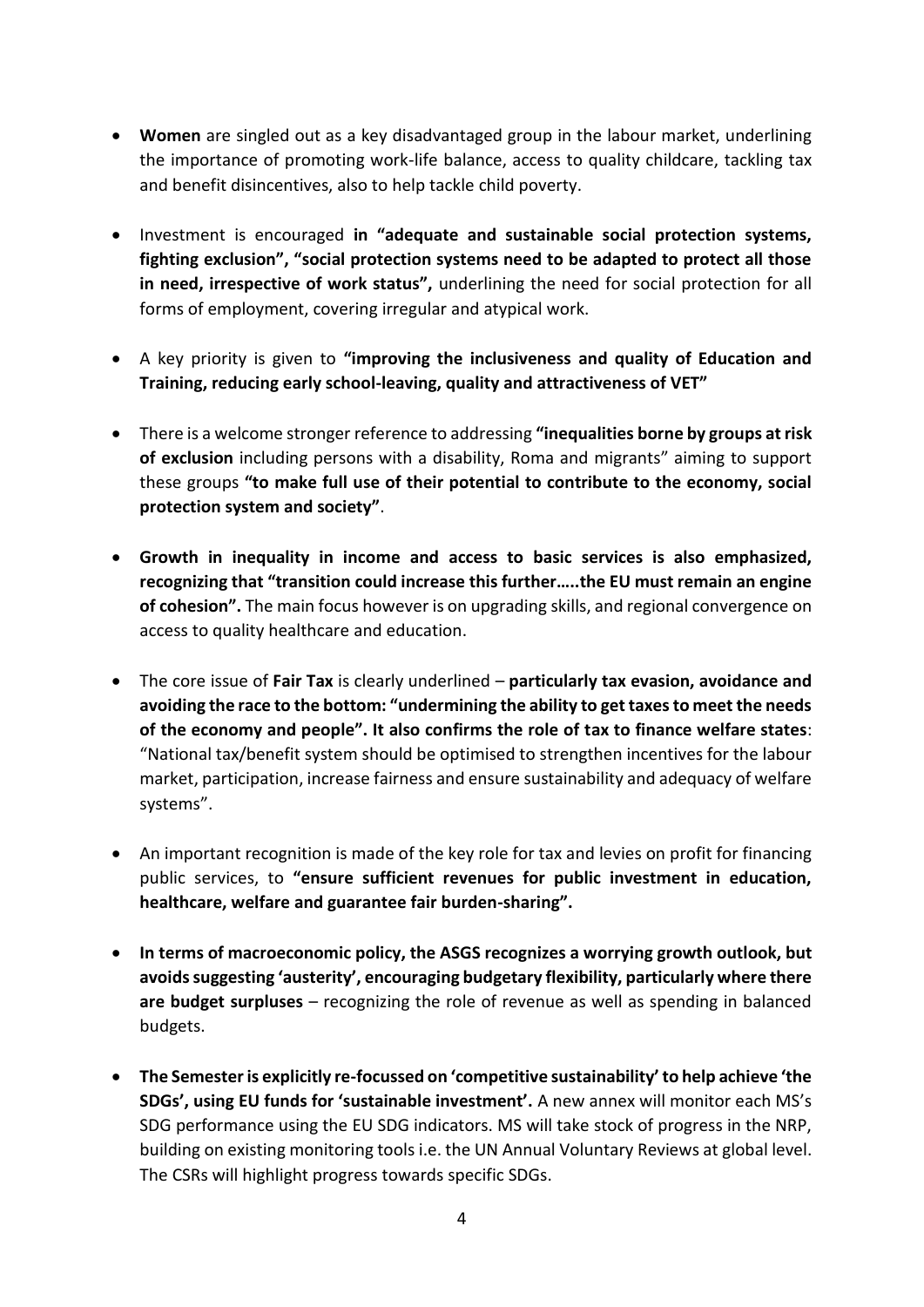- **Women** are singled out as a key disadvantaged group in the labour market, underlining the importance of promoting work-life balance, access to quality childcare, tackling tax and benefit disincentives, also to help tackle child poverty.

- Investment is encouraged **in "adequate and sustainable social protection systems, fighting exclusion", "social protection systems need to be adapted to protect all those in need, irrespective of work status",** underlining the need for social protection for all forms of employment, covering irregular and atypical work.

- A key priority is given to **"improving the inclusiveness and quality of Education and Training, reducing early school-leaving, quality and attractiveness of VET"**

- There is a welcome stronger reference to addressing **"inequalities borne by groups at risk of exclusion** including persons with a disability, Roma and migrants" aiming to support these groups **"to make full use of their potential to contribute to the economy, social protection system and society"**.

- **Growth in inequality in income and access to basic services is also emphasized, recognizing that "transition could increase this further…..the EU must remain an engine of cohesion".** The main focus however is on upgrading skills, and regional convergence on access to quality healthcare and education.

- The core issue of **Fair Tax** is clearly underlined – **particularly tax evasion, avoidance and avoiding the race to the bottom: "undermining the ability to get taxes to meet the needs of the economy and people". It also confirms the role of tax to finance welfare states**: "National tax/benefit system should be optimised to strengthen incentives for the labour market, participation, increase fairness and ensure sustainability and adequacy of welfare systems".

- An important recognition is made of the key role for tax and levies on profit for financing public services, to **"ensure sufficient revenues for public investment in education, healthcare, welfare and guarantee fair burden-sharing".**

- **In terms of macroeconomic policy, the ASGS recognizes a worrying growth outlook, but avoids suggesting 'austerity', encouraging budgetary flexibility, particularly where there are budget surpluses** – recognizing the role of revenue as well as spending in balanced budgets.

- **The Semester is explicitly re-focussed on 'competitive sustainability' to help achieve 'the SDGs', using EU funds for 'sustainable investment'.** A new annex will monitor each MS's SDG performance using the EU SDG indicators. MS will take stock of progress in the NRP, building on existing monitoring tools i.e. the UN Annual Voluntary Reviews at global level. The CSRs will highlight progress towards specific SDGs.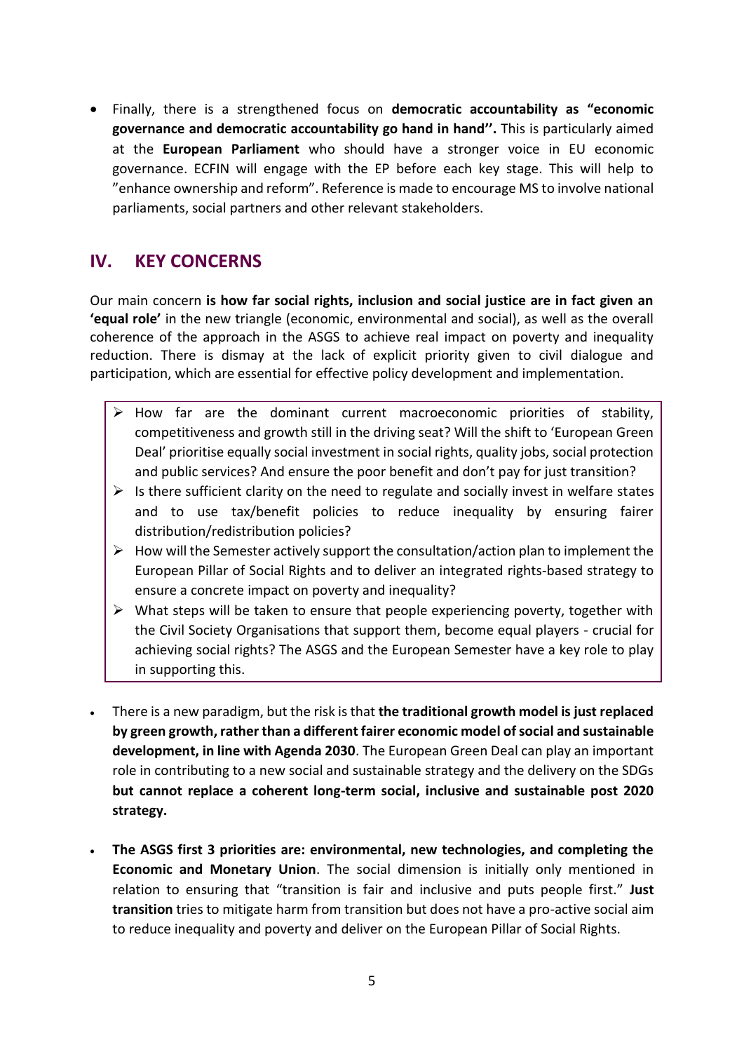- Finally, there is a strengthened focus on **democratic accountability as "economic governance and democratic accountability go hand in hand''.** This is particularly aimed at the **European Parliament** who should have a stronger voice in EU economic governance. ECFIN will engage with the EP before each key stage. This will help to "enhance ownership and reform". Reference is made to encourage MS to involve national parliaments, social partners and other relevant stakeholders.

## IV. KEY CONCERNS

Our main concern **is how far social rights, inclusion and social justice are in fact given an 'equal role'** in the new triangle (economic, environmental and social), as well as the overall coherence of the approach in the ASGS to achieve real impact on poverty and inequality reduction. There is dismay at the lack of explicit priority given to civil dialogue and participation, which are essential for effective policy development and implementation.

> - How far are the dominant current macroeconomic priorities of stability, competitiveness and growth still in the driving seat? Will the shift to 'European Green Deal' prioritise equally social investment in social rights, quality jobs, social protection and public services? And ensure the poor benefit and don't pay for just transition?
> - Is there sufficient clarity on the need to regulate and socially invest in welfare states and to use tax/benefit policies to reduce inequality by ensuring fairer distribution/redistribution policies?
> - How will the Semester actively support the consultation/action plan to implement the European Pillar of Social Rights and to deliver an integrated rights-based strategy to ensure a concrete impact on poverty and inequality?
> - What steps will be taken to ensure that people experiencing poverty, together with the Civil Society Organisations that support them, become equal players - crucial for achieving social rights? The ASGS and the European Semester have a key role to play in supporting this.

- There is a new paradigm, but the risk is that **the traditional growth model is just replaced by green growth, rather than a different fairer economic model of social and sustainable development, in line with Agenda 2030**. The European Green Deal can play an important role in contributing to a new social and sustainable strategy and the delivery on the SDGs **but cannot replace a coherent long-term social, inclusive and sustainable post 2020 strategy.**

- **The ASGS first 3 priorities are: environmental, new technologies, and completing the Economic and Monetary Union**. The social dimension is initially only mentioned in relation to ensuring that "transition is fair and inclusive and puts people first." **Just transition** tries to mitigate harm from transition but does not have a pro-active social aim to reduce inequality and poverty and deliver on the European Pillar of Social Rights.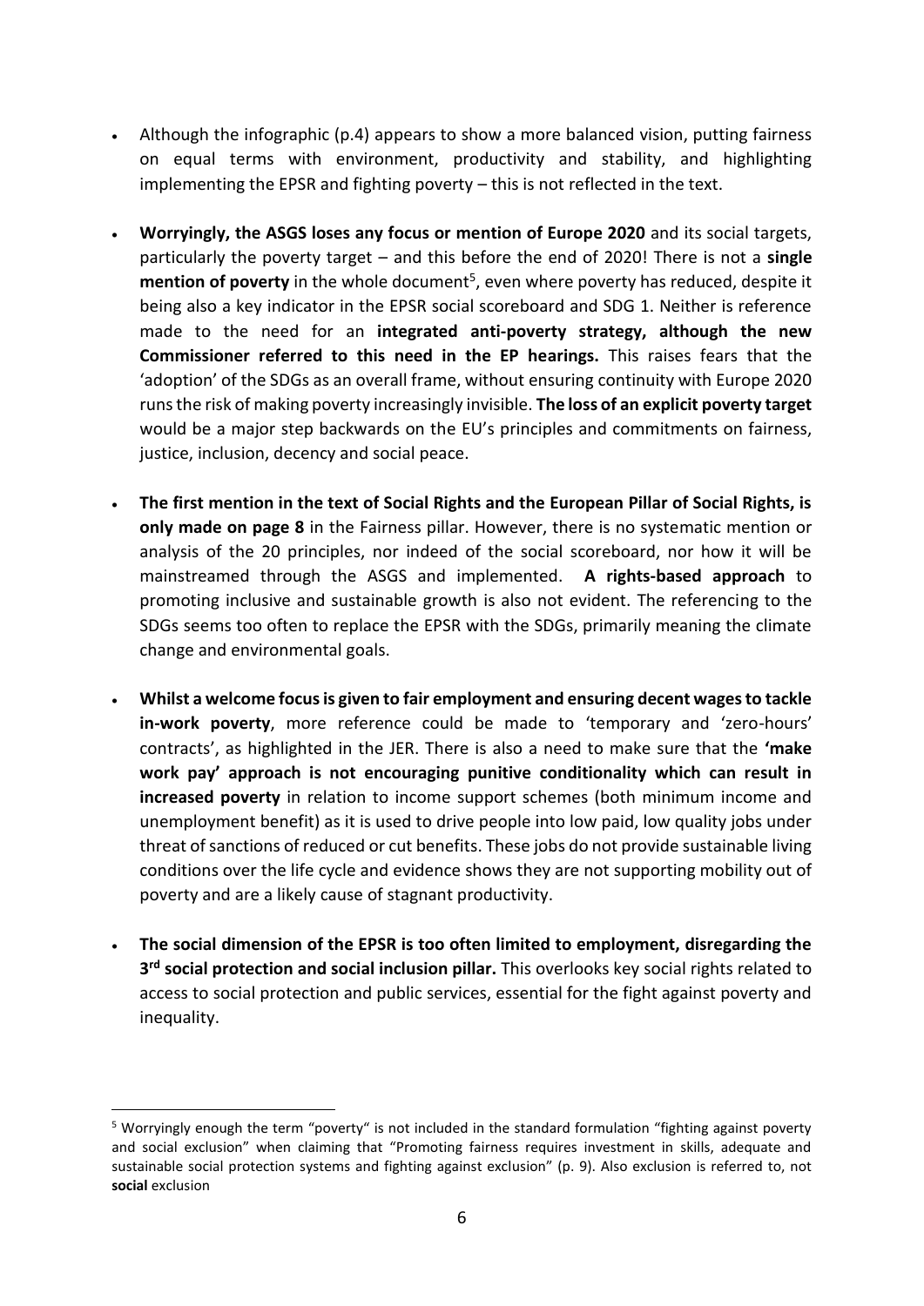- Although the infographic (p.4) appears to show a more balanced vision, putting fairness on equal terms with environment, productivity and stability, and highlighting implementing the EPSR and fighting poverty – this is not reflected in the text.

- **Worryingly, the ASGS loses any focus or mention of Europe 2020** and its social targets, particularly the poverty target – and this before the end of 2020! There is not a **single mention of poverty** in the whole document[5], even where poverty has reduced, despite it being also a key indicator in the EPSR social scoreboard and SDG 1. Neither is reference made to the need for an **integrated anti-poverty strategy, although the new Commissioner referred to this need in the EP hearings.** This raises fears that the 'adoption' of the SDGs as an overall frame, without ensuring continuity with Europe 2020 runs the risk of making poverty increasingly invisible. **The loss of an explicit poverty target** would be a major step backwards on the EU's principles and commitments on fairness, justice, inclusion, decency and social peace.

- **The first mention in the text of Social Rights and the European Pillar of Social Rights, is only made on page 8** in the Fairness pillar. However, there is no systematic mention or analysis of the 20 principles, nor indeed of the social scoreboard, nor how it will be mainstreamed through the ASGS and implemented. **A rights-based approach** to promoting inclusive and sustainable growth is also not evident. The referencing to the SDGs seems too often to replace the EPSR with the SDGs, primarily meaning the climate change and environmental goals.

- **Whilst a welcome focus is given to fair employment and ensuring decent wages to tackle in-work poverty**, more reference could be made to 'temporary and 'zero-hours' contracts', as highlighted in the JER. There is also a need to make sure that the **'make work pay' approach is not encouraging punitive conditionality which can result in increased poverty** in relation to income support schemes (both minimum income and unemployment benefit) as it is used to drive people into low paid, low quality jobs under threat of sanctions of reduced or cut benefits. These jobs do not provide sustainable living conditions over the life cycle and evidence shows they are not supporting mobility out of poverty and are a likely cause of stagnant productivity.

- **The social dimension of the EPSR is too often limited to employment, disregarding the 3rd social protection and social inclusion pillar.** This overlooks key social rights related to access to social protection and public services, essential for the fight against poverty and inequality.

---

[5] Worryingly enough the term "poverty" is not included in the standard formulation "fighting against poverty and social exclusion" when claiming that "Promoting fairness requires investment in skills, adequate and sustainable social protection systems and fighting against exclusion" (p. 9). Also exclusion is referred to, not **social** exclusion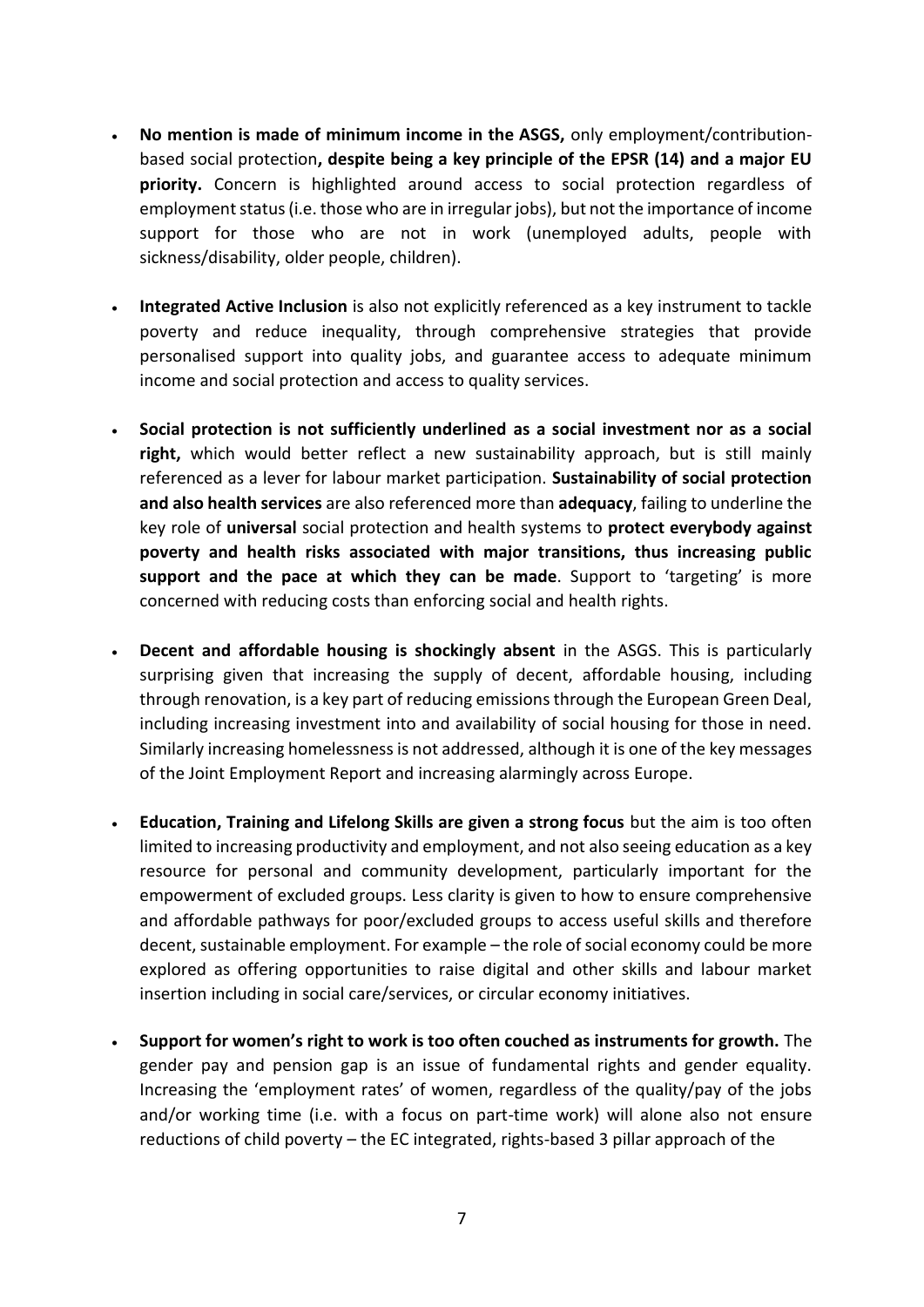- **No mention is made of minimum income in the ASGS,** only employment/contribution-based social protection**, despite being a key principle of the EPSR (14) and a major EU priority.** Concern is highlighted around access to social protection regardless of employment status (i.e. those who are in irregular jobs), but not the importance of income support for those who are not in work (unemployed adults, people with sickness/disability, older people, children).

- **Integrated Active Inclusion** is also not explicitly referenced as a key instrument to tackle poverty and reduce inequality, through comprehensive strategies that provide personalised support into quality jobs, and guarantee access to adequate minimum income and social protection and access to quality services.

- **Social protection is not sufficiently underlined as a social investment nor as a social right,** which would better reflect a new sustainability approach, but is still mainly referenced as a lever for labour market participation. **Sustainability of social protection and also health services** are also referenced more than **adequacy**, failing to underline the key role of **universal** social protection and health systems to **protect everybody against poverty and health risks associated with major transitions, thus increasing public support and the pace at which they can be made**. Support to 'targeting' is more concerned with reducing costs than enforcing social and health rights.

- **Decent and affordable housing is shockingly absent** in the ASGS. This is particularly surprising given that increasing the supply of decent, affordable housing, including through renovation, is a key part of reducing emissions through the European Green Deal, including increasing investment into and availability of social housing for those in need. Similarly increasing homelessness is not addressed, although it is one of the key messages of the Joint Employment Report and increasing alarmingly across Europe.

- **Education, Training and Lifelong Skills are given a strong focus** but the aim is too often limited to increasing productivity and employment, and not also seeing education as a key resource for personal and community development, particularly important for the empowerment of excluded groups. Less clarity is given to how to ensure comprehensive and affordable pathways for poor/excluded groups to access useful skills and therefore decent, sustainable employment. For example – the role of social economy could be more explored as offering opportunities to raise digital and other skills and labour market insertion including in social care/services, or circular economy initiatives.

- **Support for women's right to work is too often couched as instruments for growth.** The gender pay and pension gap is an issue of fundamental rights and gender equality. Increasing the 'employment rates' of women, regardless of the quality/pay of the jobs and/or working time (i.e. with a focus on part-time work) will alone also not ensure reductions of child poverty – the EC integrated, rights-based 3 pillar approach of the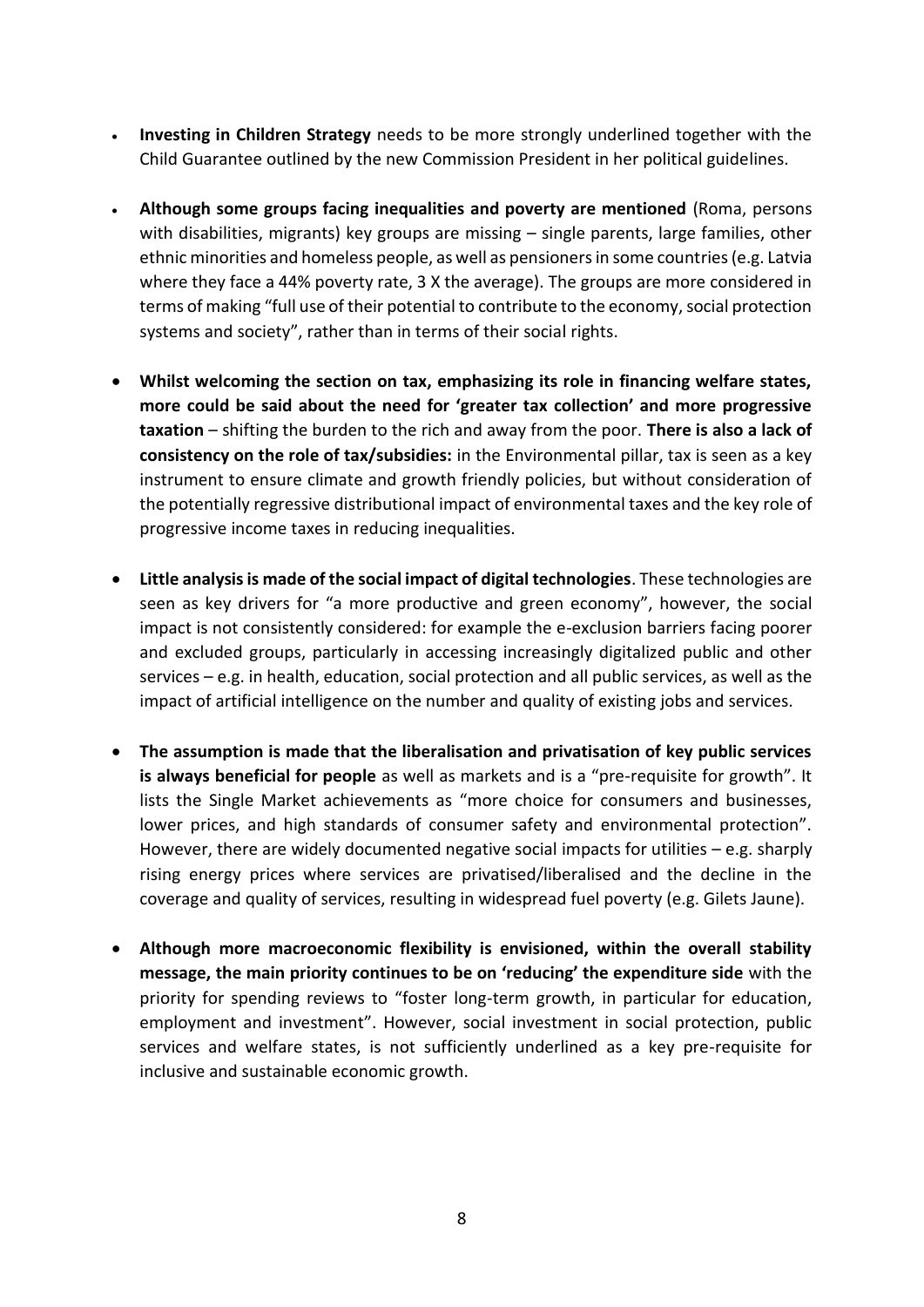- **Investing in Children Strategy** needs to be more strongly underlined together with the Child Guarantee outlined by the new Commission President in her political guidelines.

- **Although some groups facing inequalities and poverty are mentioned** (Roma, persons with disabilities, migrants) key groups are missing – single parents, large families, other ethnic minorities and homeless people, as well as pensioners in some countries (e.g. Latvia where they face a 44% poverty rate, 3 X the average). The groups are more considered in terms of making "full use of their potential to contribute to the economy, social protection systems and society", rather than in terms of their social rights.

- **Whilst welcoming the section on tax, emphasizing its role in financing welfare states, more could be said about the need for 'greater tax collection' and more progressive taxation** – shifting the burden to the rich and away from the poor. **There is also a lack of consistency on the role of tax/subsidies:** in the Environmental pillar, tax is seen as a key instrument to ensure climate and growth friendly policies, but without consideration of the potentially regressive distributional impact of environmental taxes and the key role of progressive income taxes in reducing inequalities.

- **Little analysis is made of the social impact of digital technologies**. These technologies are seen as key drivers for "a more productive and green economy", however, the social impact is not consistently considered: for example the e-exclusion barriers facing poorer and excluded groups, particularly in accessing increasingly digitalized public and other services – e.g. in health, education, social protection and all public services, as well as the impact of artificial intelligence on the number and quality of existing jobs and services.

- **The assumption is made that the liberalisation and privatisation of key public services is always beneficial for people** as well as markets and is a "pre-requisite for growth". It lists the Single Market achievements as "more choice for consumers and businesses, lower prices, and high standards of consumer safety and environmental protection". However, there are widely documented negative social impacts for utilities – e.g. sharply rising energy prices where services are privatised/liberalised and the decline in the coverage and quality of services, resulting in widespread fuel poverty (e.g. Gilets Jaune).

- **Although more macroeconomic flexibility is envisioned, within the overall stability message, the main priority continues to be on 'reducing' the expenditure side** with the priority for spending reviews to "foster long-term growth, in particular for education, employment and investment". However, social investment in social protection, public services and welfare states, is not sufficiently underlined as a key pre-requisite for inclusive and sustainable economic growth.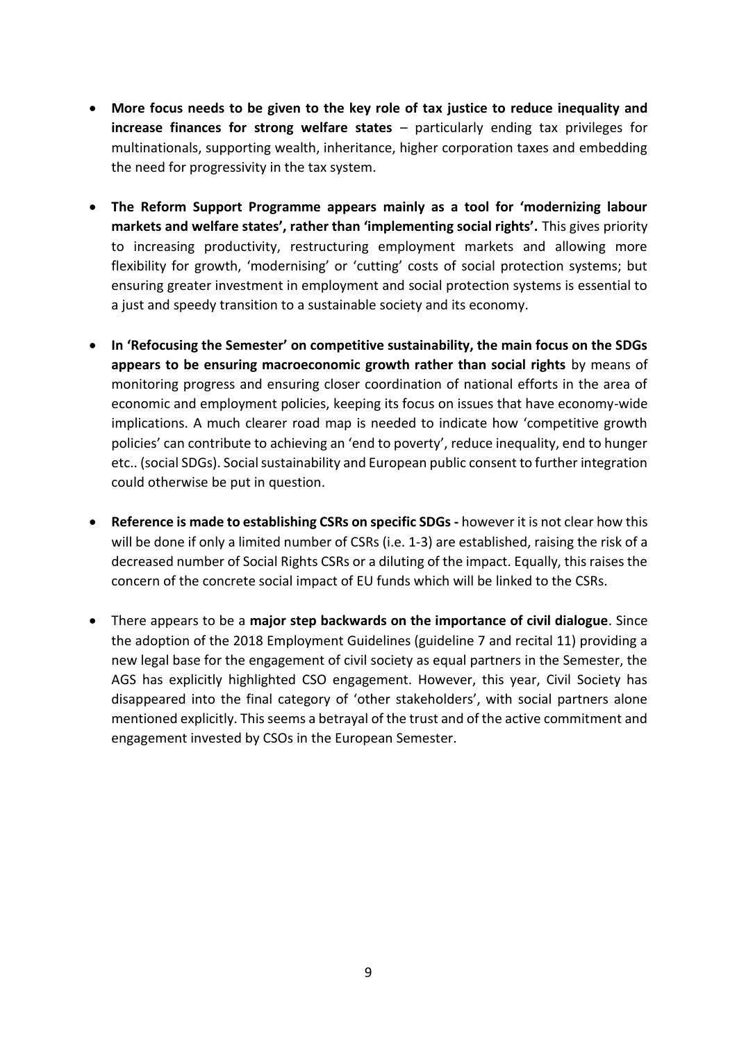- **More focus needs to be given to the key role of tax justice to reduce inequality and increase finances for strong welfare states** – particularly ending tax privileges for multinationals, supporting wealth, inheritance, higher corporation taxes and embedding the need for progressivity in the tax system.

- **The Reform Support Programme appears mainly as a tool for 'modernizing labour markets and welfare states', rather than 'implementing social rights'.** This gives priority to increasing productivity, restructuring employment markets and allowing more flexibility for growth, 'modernising' or 'cutting' costs of social protection systems; but ensuring greater investment in employment and social protection systems is essential to a just and speedy transition to a sustainable society and its economy.

- **In 'Refocusing the Semester' on competitive sustainability, the main focus on the SDGs appears to be ensuring macroeconomic growth rather than social rights** by means of monitoring progress and ensuring closer coordination of national efforts in the area of economic and employment policies, keeping its focus on issues that have economy-wide implications. A much clearer road map is needed to indicate how 'competitive growth policies' can contribute to achieving an 'end to poverty', reduce inequality, end to hunger etc.. (social SDGs). Social sustainability and European public consent to further integration could otherwise be put in question.

- **Reference is made to establishing CSRs on specific SDGs -** however it is not clear how this will be done if only a limited number of CSRs (i.e. 1-3) are established, raising the risk of a decreased number of Social Rights CSRs or a diluting of the impact. Equally, this raises the concern of the concrete social impact of EU funds which will be linked to the CSRs.

- There appears to be a **major step backwards on the importance of civil dialogue**. Since the adoption of the 2018 Employment Guidelines (guideline 7 and recital 11) providing a new legal base for the engagement of civil society as equal partners in the Semester, the AGS has explicitly highlighted CSO engagement. However, this year, Civil Society has disappeared into the final category of 'other stakeholders', with social partners alone mentioned explicitly. This seems a betrayal of the trust and of the active commitment and engagement invested by CSOs in the European Semester.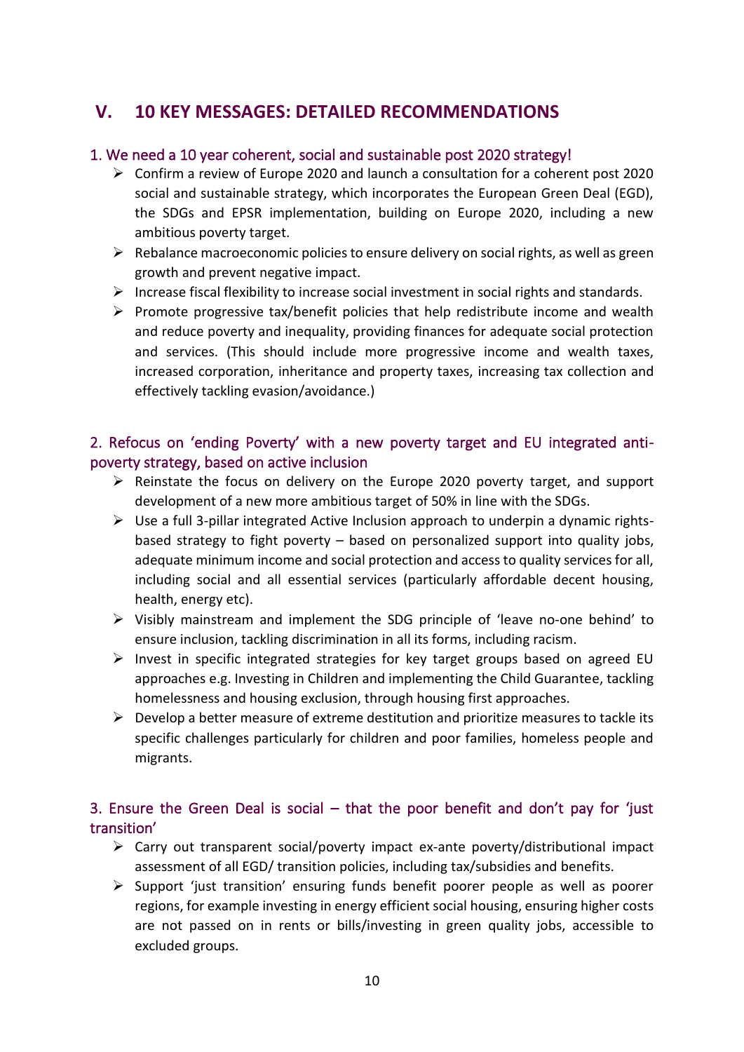## V. 10 KEY MESSAGES: DETAILED RECOMMENDATIONS

### 1. We need a 10 year coherent, social and sustainable post 2020 strategy!

- Confirm a review of Europe 2020 and launch a consultation for a coherent post 2020 social and sustainable strategy, which incorporates the European Green Deal (EGD), the SDGs and EPSR implementation, building on Europe 2020, including a new ambitious poverty target.
- Rebalance macroeconomic policies to ensure delivery on social rights, as well as green growth and prevent negative impact.
- Increase fiscal flexibility to increase social investment in social rights and standards.
- Promote progressive tax/benefit policies that help redistribute income and wealth and reduce poverty and inequality, providing finances for adequate social protection and services. (This should include more progressive income and wealth taxes, increased corporation, inheritance and property taxes, increasing tax collection and effectively tackling evasion/avoidance.)

### 2. Refocus on 'ending Poverty' with a new poverty target and EU integrated anti-poverty strategy, based on active inclusion

- Reinstate the focus on delivery on the Europe 2020 poverty target, and support development of a new more ambitious target of 50% in line with the SDGs.
- Use a full 3-pillar integrated Active Inclusion approach to underpin a dynamic rights-based strategy to fight poverty – based on personalized support into quality jobs, adequate minimum income and social protection and access to quality services for all, including social and all essential services (particularly affordable decent housing, health, energy etc).
- Visibly mainstream and implement the SDG principle of 'leave no-one behind' to ensure inclusion, tackling discrimination in all its forms, including racism.
- Invest in specific integrated strategies for key target groups based on agreed EU approaches e.g. Investing in Children and implementing the Child Guarantee, tackling homelessness and housing exclusion, through housing first approaches.
- Develop a better measure of extreme destitution and prioritize measures to tackle its specific challenges particularly for children and poor families, homeless people and migrants.

### 3. Ensure the Green Deal is social – that the poor benefit and don't pay for 'just transition'

- Carry out transparent social/poverty impact ex-ante poverty/distributional impact assessment of all EGD/ transition policies, including tax/subsidies and benefits.
- Support 'just transition' ensuring funds benefit poorer people as well as poorer regions, for example investing in energy efficient social housing, ensuring higher costs are not passed on in rents or bills/investing in green quality jobs, accessible to excluded groups.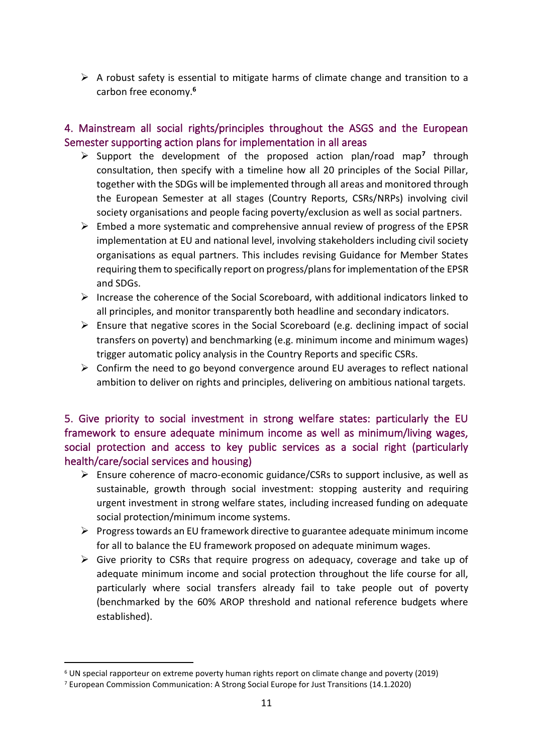- A robust safety is essential to mitigate harms of climate change and transition to a carbon free economy.[6]

## 4. Mainstream all social rights/principles throughout the ASGS and the European Semester supporting action plans for implementation in all areas

- Support the development of the proposed action plan/road map[7] through consultation, then specify with a timeline how all 20 principles of the Social Pillar, together with the SDGs will be implemented through all areas and monitored through the European Semester at all stages (Country Reports, CSRs/NRPs) involving civil society organisations and people facing poverty/exclusion as well as social partners.
- Embed a more systematic and comprehensive annual review of progress of the EPSR implementation at EU and national level, involving stakeholders including civil society organisations as equal partners. This includes revising Guidance for Member States requiring them to specifically report on progress/plans for implementation of the EPSR and SDGs.
- Increase the coherence of the Social Scoreboard, with additional indicators linked to all principles, and monitor transparently both headline and secondary indicators.
- Ensure that negative scores in the Social Scoreboard (e.g. declining impact of social transfers on poverty) and benchmarking (e.g. minimum income and minimum wages) trigger automatic policy analysis in the Country Reports and specific CSRs.
- Confirm the need to go beyond convergence around EU averages to reflect national ambition to deliver on rights and principles, delivering on ambitious national targets.

## 5. Give priority to social investment in strong welfare states: particularly the EU framework to ensure adequate minimum income as well as minimum/living wages, social protection and access to key public services as a social right (particularly health/care/social services and housing)

- Ensure coherence of macro-economic guidance/CSRs to support inclusive, as well as sustainable, growth through social investment: stopping austerity and requiring urgent investment in strong welfare states, including increased funding on adequate social protection/minimum income systems.
- Progress towards an EU framework directive to guarantee adequate minimum income for all to balance the EU framework proposed on adequate minimum wages.
- Give priority to CSRs that require progress on adequacy, coverage and take up of adequate minimum income and social protection throughout the life course for all, particularly where social transfers already fail to take people out of poverty (benchmarked by the 60% AROP threshold and national reference budgets where established).

---

[6] UN special rapporteur on extreme poverty human rights report on climate change and poverty (2019)

[7] European Commission Communication: A Strong Social Europe for Just Transitions (14.1.2020)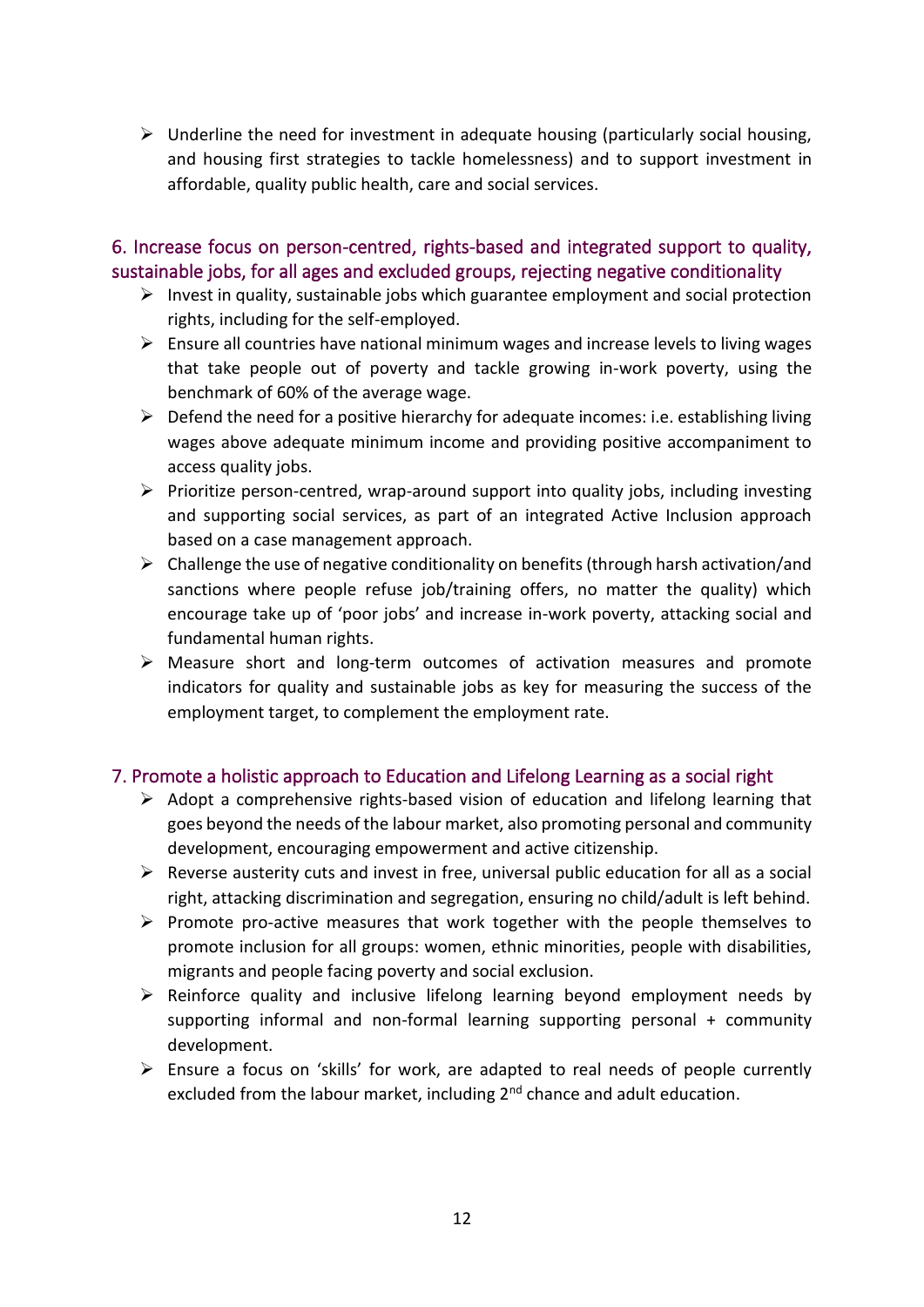- Underline the need for investment in adequate housing (particularly social housing, and housing first strategies to tackle homelessness) and to support investment in affordable, quality public health, care and social services.

## 6. Increase focus on person-centred, rights-based and integrated support to quality, sustainable jobs, for all ages and excluded groups, rejecting negative conditionality

- Invest in quality, sustainable jobs which guarantee employment and social protection rights, including for the self-employed.
- Ensure all countries have national minimum wages and increase levels to living wages that take people out of poverty and tackle growing in-work poverty, using the benchmark of 60% of the average wage.
- Defend the need for a positive hierarchy for adequate incomes: i.e. establishing living wages above adequate minimum income and providing positive accompaniment to access quality jobs.
- Prioritize person-centred, wrap-around support into quality jobs, including investing and supporting social services, as part of an integrated Active Inclusion approach based on a case management approach.
- Challenge the use of negative conditionality on benefits (through harsh activation/and sanctions where people refuse job/training offers, no matter the quality) which encourage take up of 'poor jobs' and increase in-work poverty, attacking social and fundamental human rights.
- Measure short and long-term outcomes of activation measures and promote indicators for quality and sustainable jobs as key for measuring the success of the employment target, to complement the employment rate.

## 7. Promote a holistic approach to Education and Lifelong Learning as a social right

- Adopt a comprehensive rights-based vision of education and lifelong learning that goes beyond the needs of the labour market, also promoting personal and community development, encouraging empowerment and active citizenship.
- Reverse austerity cuts and invest in free, universal public education for all as a social right, attacking discrimination and segregation, ensuring no child/adult is left behind.
- Promote pro-active measures that work together with the people themselves to promote inclusion for all groups: women, ethnic minorities, people with disabilities, migrants and people facing poverty and social exclusion.
- Reinforce quality and inclusive lifelong learning beyond employment needs by supporting informal and non-formal learning supporting personal + community development.
- Ensure a focus on 'skills' for work, are adapted to real needs of people currently excluded from the labour market, including 2nd chance and adult education.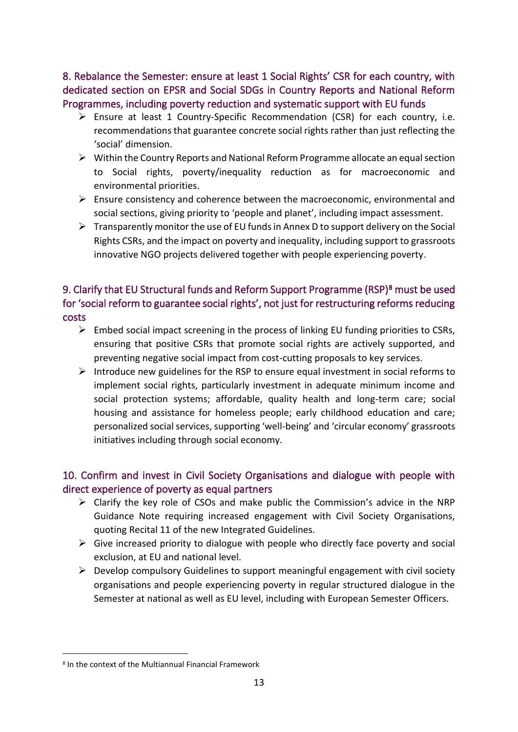### 8. Rebalance the Semester: ensure at least 1 Social Rights' CSR for each country, with dedicated section on EPSR and Social SDGs in Country Reports and National Reform Programmes, including poverty reduction and systematic support with EU funds

- Ensure at least 1 Country-Specific Recommendation (CSR) for each country, i.e. recommendations that guarantee concrete social rights rather than just reflecting the 'social' dimension.
- Within the Country Reports and National Reform Programme allocate an equal section to Social rights, poverty/inequality reduction as for macroeconomic and environmental priorities.
- Ensure consistency and coherence between the macroeconomic, environmental and social sections, giving priority to 'people and planet', including impact assessment.
- Transparently monitor the use of EU funds in Annex D to support delivery on the Social Rights CSRs, and the impact on poverty and inequality, including support to grassroots innovative NGO projects delivered together with people experiencing poverty.

### 9. Clarify that EU Structural funds and Reform Support Programme (RSP)[8] must be used for 'social reform to guarantee social rights', not just for restructuring reforms reducing costs

- Embed social impact screening in the process of linking EU funding priorities to CSRs, ensuring that positive CSRs that promote social rights are actively supported, and preventing negative social impact from cost-cutting proposals to key services.
- Introduce new guidelines for the RSP to ensure equal investment in social reforms to implement social rights, particularly investment in adequate minimum income and social protection systems; affordable, quality health and long-term care; social housing and assistance for homeless people; early childhood education and care; personalized social services, supporting 'well-being' and 'circular economy' grassroots initiatives including through social economy.

### 10. Confirm and invest in Civil Society Organisations and dialogue with people with direct experience of poverty as equal partners

- Clarify the key role of CSOs and make public the Commission's advice in the NRP Guidance Note requiring increased engagement with Civil Society Organisations, quoting Recital 11 of the new Integrated Guidelines.
- Give increased priority to dialogue with people who directly face poverty and social exclusion, at EU and national level.
- Develop compulsory Guidelines to support meaningful engagement with civil society organisations and people experiencing poverty in regular structured dialogue in the Semester at national as well as EU level, including with European Semester Officers.

---

[8] In the context of the Multiannual Financial Framework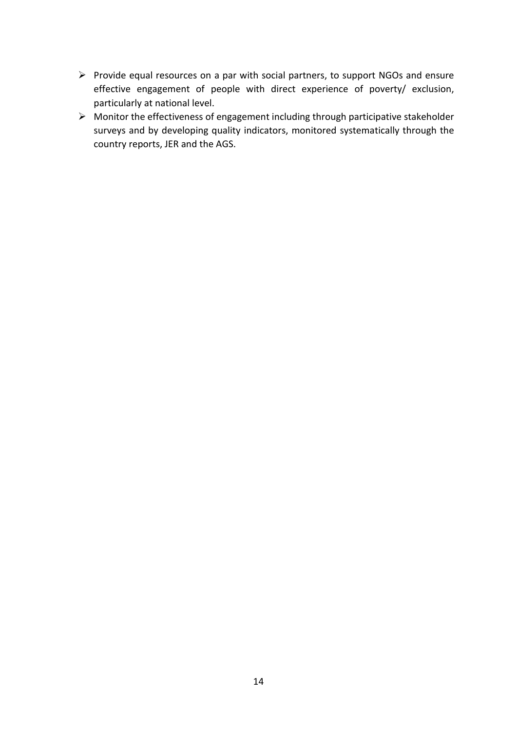- Provide equal resources on a par with social partners, to support NGOs and ensure effective engagement of people with direct experience of poverty/ exclusion, particularly at national level.
- Monitor the effectiveness of engagement including through participative stakeholder surveys and by developing quality indicators, monitored systematically through the country reports, JER and the AGS.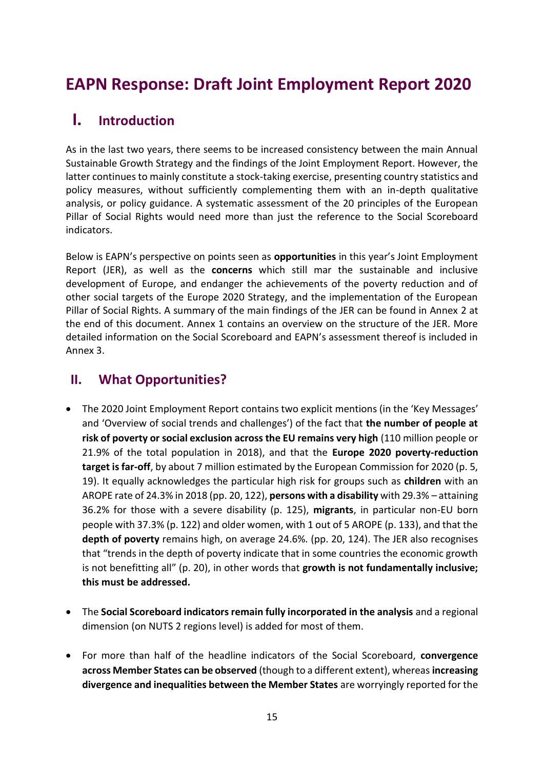# EAPN Response: Draft Joint Employment Report 2020

## I. Introduction

As in the last two years, there seems to be increased consistency between the main Annual Sustainable Growth Strategy and the findings of the Joint Employment Report. However, the latter continues to mainly constitute a stock-taking exercise, presenting country statistics and policy measures, without sufficiently complementing them with an in-depth qualitative analysis, or policy guidance. A systematic assessment of the 20 principles of the European Pillar of Social Rights would need more than just the reference to the Social Scoreboard indicators.

Below is EAPN's perspective on points seen as **opportunities** in this year's Joint Employment Report (JER), as well as the **concerns** which still mar the sustainable and inclusive development of Europe, and endanger the achievements of the poverty reduction and of other social targets of the Europe 2020 Strategy, and the implementation of the European Pillar of Social Rights. A summary of the main findings of the JER can be found in Annex 2 at the end of this document. Annex 1 contains an overview on the structure of the JER. More detailed information on the Social Scoreboard and EAPN's assessment thereof is included in Annex 3.

## II. What Opportunities?

- The 2020 Joint Employment Report contains two explicit mentions (in the 'Key Messages' and 'Overview of social trends and challenges') of the fact that **the number of people at risk of poverty or social exclusion across the EU remains very high** (110 million people or 21.9% of the total population in 2018), and that the **Europe 2020 poverty-reduction target is far-off**, by about 7 million estimated by the European Commission for 2020 (p. 5, 19). It equally acknowledges the particular high risk for groups such as **children** with an AROPE rate of 24.3% in 2018 (pp. 20, 122), **persons with a disability** with 29.3% – attaining 36.2% for those with a severe disability (p. 125), **migrants**, in particular non-EU born people with 37.3% (p. 122) and older women, with 1 out of 5 AROPE (p. 133), and that the **depth of poverty** remains high, on average 24.6%. (pp. 20, 124). The JER also recognises that "trends in the depth of poverty indicate that in some countries the economic growth is not benefitting all" (p. 20), in other words that **growth is not fundamentally inclusive; this must be addressed.**

- The **Social Scoreboard indicators remain fully incorporated in the analysis** and a regional dimension (on NUTS 2 regions level) is added for most of them.

- For more than half of the headline indicators of the Social Scoreboard, **convergence across Member States can be observed** (though to a different extent), whereas **increasing divergence and inequalities between the Member States** are worryingly reported for the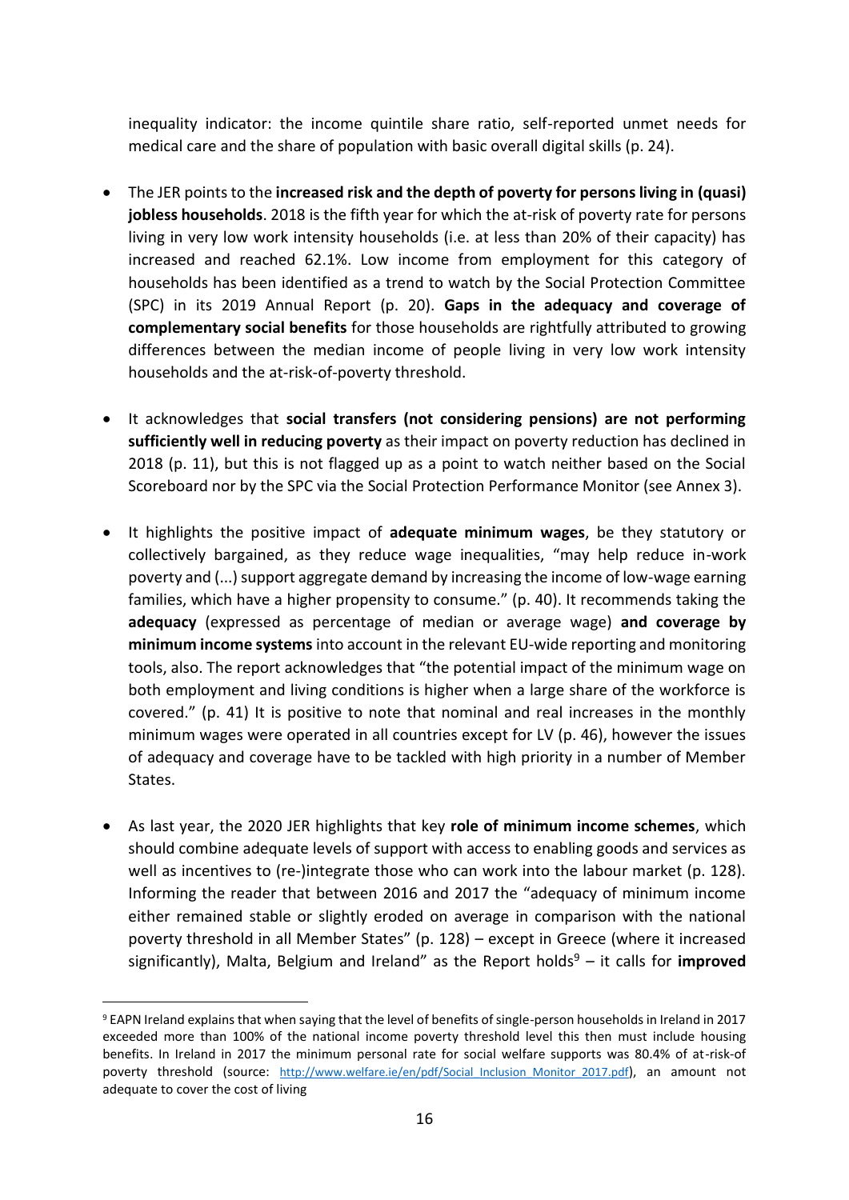inequality indicator: the income quintile share ratio, self-reported unmet needs for medical care and the share of population with basic overall digital skills (p. 24).

- The JER points to the **increased risk and the depth of poverty for persons living in (quasi) jobless households**. 2018 is the fifth year for which the at-risk of poverty rate for persons living in very low work intensity households (i.e. at less than 20% of their capacity) has increased and reached 62.1%. Low income from employment for this category of households has been identified as a trend to watch by the Social Protection Committee (SPC) in its 2019 Annual Report (p. 20). **Gaps in the adequacy and coverage of complementary social benefits** for those households are rightfully attributed to growing differences between the median income of people living in very low work intensity households and the at-risk-of-poverty threshold.

- It acknowledges that **social transfers (not considering pensions) are not performing sufficiently well in reducing poverty** as their impact on poverty reduction has declined in 2018 (p. 11), but this is not flagged up as a point to watch neither based on the Social Scoreboard nor by the SPC via the Social Protection Performance Monitor (see Annex 3).

- It highlights the positive impact of **adequate minimum wages**, be they statutory or collectively bargained, as they reduce wage inequalities, "may help reduce in-work poverty and (...) support aggregate demand by increasing the income of low-wage earning families, which have a higher propensity to consume." (p. 40). It recommends taking the **adequacy** (expressed as percentage of median or average wage) **and coverage by minimum income systems** into account in the relevant EU-wide reporting and monitoring tools, also. The report acknowledges that "the potential impact of the minimum wage on both employment and living conditions is higher when a large share of the workforce is covered." (p. 41) It is positive to note that nominal and real increases in the monthly minimum wages were operated in all countries except for LV (p. 46), however the issues of adequacy and coverage have to be tackled with high priority in a number of Member States.

- As last year, the 2020 JER highlights that key **role of minimum income schemes**, which should combine adequate levels of support with access to enabling goods and services as well as incentives to (re-)integrate those who can work into the labour market (p. 128). Informing the reader that between 2016 and 2017 the "adequacy of minimum income either remained stable or slightly eroded on average in comparison with the national poverty threshold in all Member States" (p. 128) – except in Greece (where it increased significantly), Malta, Belgium and Ireland" as the Report holds[9] – it calls for **improved**

[9] EAPN Ireland explains that when saying that the level of benefits of single-person households in Ireland in 2017 exceeded more than 100% of the national income poverty threshold level this then must include housing benefits. In Ireland in 2017 the minimum personal rate for social welfare supports was 80.4% of at-risk-of poverty threshold (source: http://www.welfare.ie/en/pdf/Social_Inclusion_Monitor_2017.pdf), an amount not adequate to cover the cost of living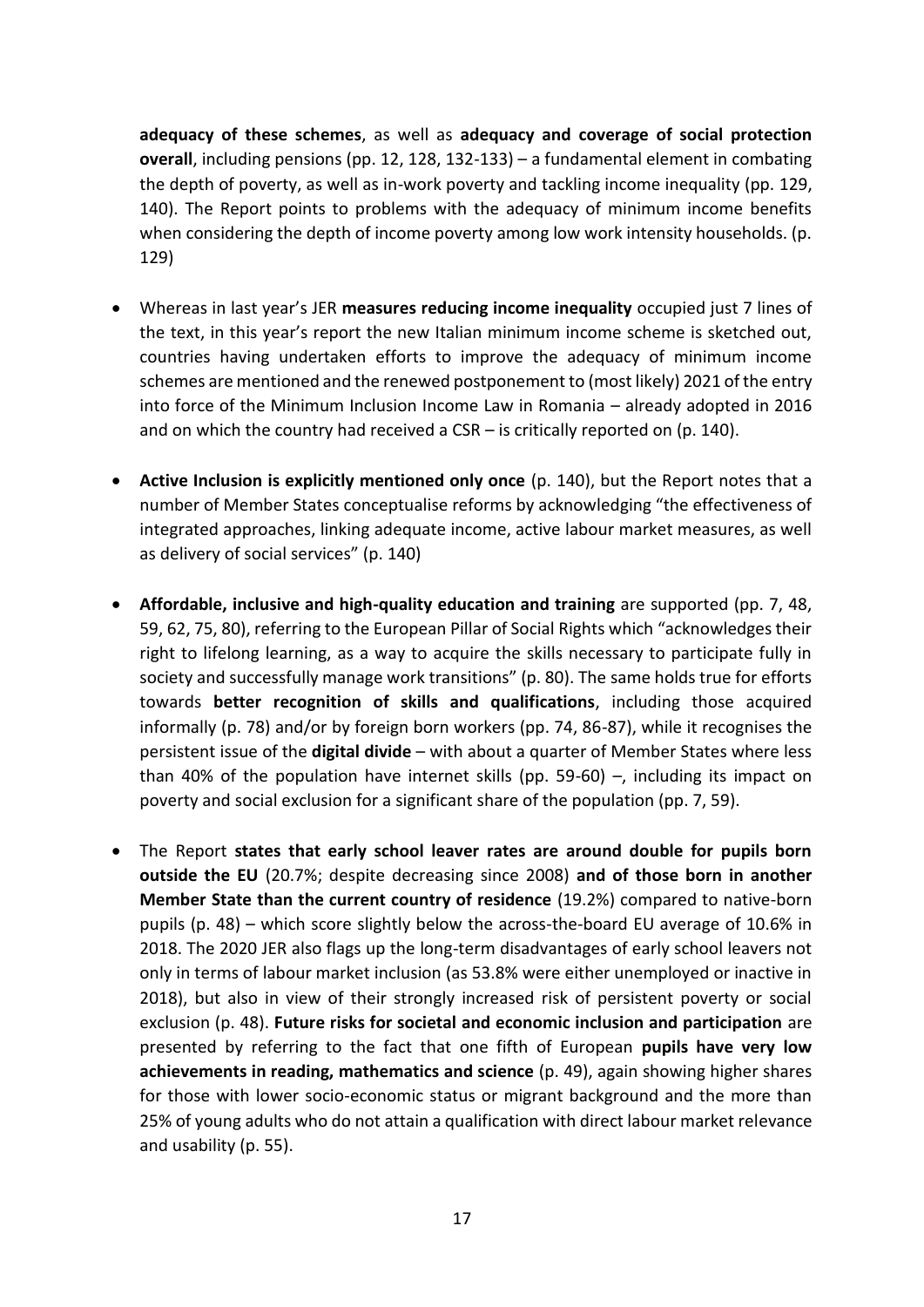**adequacy of these schemes**, as well as **adequacy and coverage of social protection overall**, including pensions (pp. 12, 128, 132-133) – a fundamental element in combating the depth of poverty, as well as in-work poverty and tackling income inequality (pp. 129, 140). The Report points to problems with the adequacy of minimum income benefits when considering the depth of income poverty among low work intensity households. (p. 129)

- Whereas in last year's JER **measures reducing income inequality** occupied just 7 lines of the text, in this year's report the new Italian minimum income scheme is sketched out, countries having undertaken efforts to improve the adequacy of minimum income schemes are mentioned and the renewed postponement to (most likely) 2021 of the entry into force of the Minimum Inclusion Income Law in Romania – already adopted in 2016 and on which the country had received a CSR – is critically reported on (p. 140).

- **Active Inclusion is explicitly mentioned only once** (p. 140), but the Report notes that a number of Member States conceptualise reforms by acknowledging "the effectiveness of integrated approaches, linking adequate income, active labour market measures, as well as delivery of social services" (p. 140)

- **Affordable, inclusive and high-quality education and training** are supported (pp. 7, 48, 59, 62, 75, 80), referring to the European Pillar of Social Rights which "acknowledges their right to lifelong learning, as a way to acquire the skills necessary to participate fully in society and successfully manage work transitions" (p. 80). The same holds true for efforts towards **better recognition of skills and qualifications**, including those acquired informally (p. 78) and/or by foreign born workers (pp. 74, 86-87), while it recognises the persistent issue of the **digital divide** – with about a quarter of Member States where less than 40% of the population have internet skills (pp. 59-60) –, including its impact on poverty and social exclusion for a significant share of the population (pp. 7, 59).

- The Report **states that early school leaver rates are around double for pupils born outside the EU** (20.7%; despite decreasing since 2008) **and of those born in another Member State than the current country of residence** (19.2%) compared to native-born pupils (p. 48) – which score slightly below the across-the-board EU average of 10.6% in 2018. The 2020 JER also flags up the long-term disadvantages of early school leavers not only in terms of labour market inclusion (as 53.8% were either unemployed or inactive in 2018), but also in view of their strongly increased risk of persistent poverty or social exclusion (p. 48). **Future risks for societal and economic inclusion and participation** are presented by referring to the fact that one fifth of European **pupils have very low achievements in reading, mathematics and science** (p. 49), again showing higher shares for those with lower socio-economic status or migrant background and the more than 25% of young adults who do not attain a qualification with direct labour market relevance and usability (p. 55).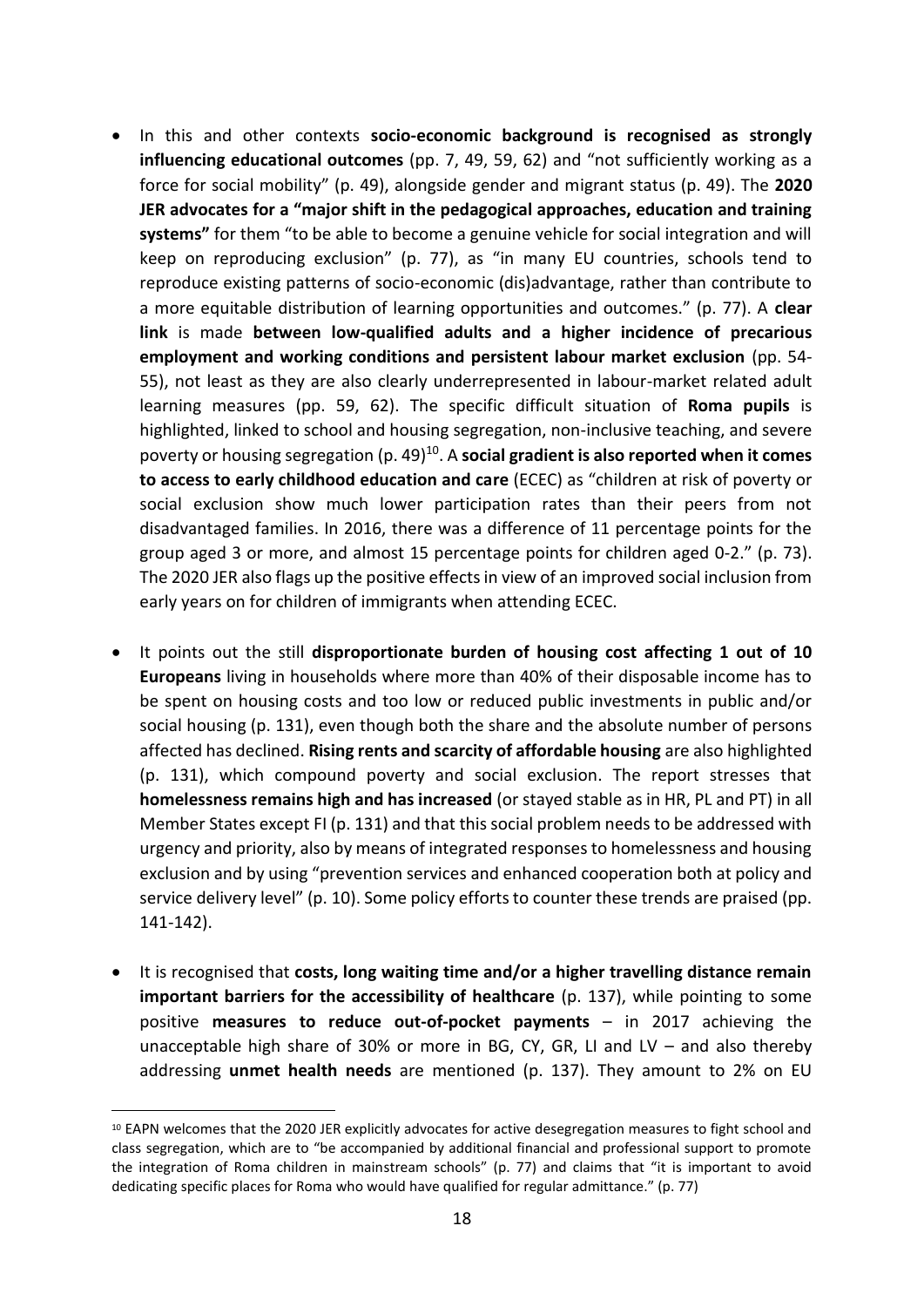- In this and other contexts **socio-economic background is recognised as strongly influencing educational outcomes** (pp. 7, 49, 59, 62) and "not sufficiently working as a force for social mobility" (p. 49), alongside gender and migrant status (p. 49). The **2020 JER advocates for a "major shift in the pedagogical approaches, education and training systems"** for them "to be able to become a genuine vehicle for social integration and will keep on reproducing exclusion" (p. 77), as "in many EU countries, schools tend to reproduce existing patterns of socio-economic (dis)advantage, rather than contribute to a more equitable distribution of learning opportunities and outcomes." (p. 77). A **clear link** is made **between low-qualified adults and a higher incidence of precarious employment and working conditions and persistent labour market exclusion** (pp. 54-55), not least as they are also clearly underrepresented in labour-market related adult learning measures (pp. 59, 62). The specific difficult situation of **Roma pupils** is highlighted, linked to school and housing segregation, non-inclusive teaching, and severe poverty or housing segregation (p. 49)[10]. A **social gradient is also reported when it comes to access to early childhood education and care** (ECEC) as "children at risk of poverty or social exclusion show much lower participation rates than their peers from not disadvantaged families. In 2016, there was a difference of 11 percentage points for the group aged 3 or more, and almost 15 percentage points for children aged 0-2." (p. 73). The 2020 JER also flags up the positive effects in view of an improved social inclusion from early years on for children of immigrants when attending ECEC.

- It points out the still **disproportionate burden of housing cost affecting 1 out of 10 Europeans** living in households where more than 40% of their disposable income has to be spent on housing costs and too low or reduced public investments in public and/or social housing (p. 131), even though both the share and the absolute number of persons affected has declined. **Rising rents and scarcity of affordable housing** are also highlighted (p. 131), which compound poverty and social exclusion. The report stresses that **homelessness remains high and has increased** (or stayed stable as in HR, PL and PT) in all Member States except FI (p. 131) and that this social problem needs to be addressed with urgency and priority, also by means of integrated responses to homelessness and housing exclusion and by using "prevention services and enhanced cooperation both at policy and service delivery level" (p. 10). Some policy efforts to counter these trends are praised (pp. 141-142).

- It is recognised that **costs, long waiting time and/or a higher travelling distance remain important barriers for the accessibility of healthcare** (p. 137), while pointing to some positive **measures to reduce out-of-pocket payments** – in 2017 achieving the unacceptable high share of 30% or more in BG, CY, GR, LI and LV – and also thereby addressing **unmet health needs** are mentioned (p. 137). They amount to 2% on EU

[10] EAPN welcomes that the 2020 JER explicitly advocates for active desegregation measures to fight school and class segregation, which are to "be accompanied by additional financial and professional support to promote the integration of Roma children in mainstream schools" (p. 77) and claims that "it is important to avoid dedicating specific places for Roma who would have qualified for regular admittance." (p. 77)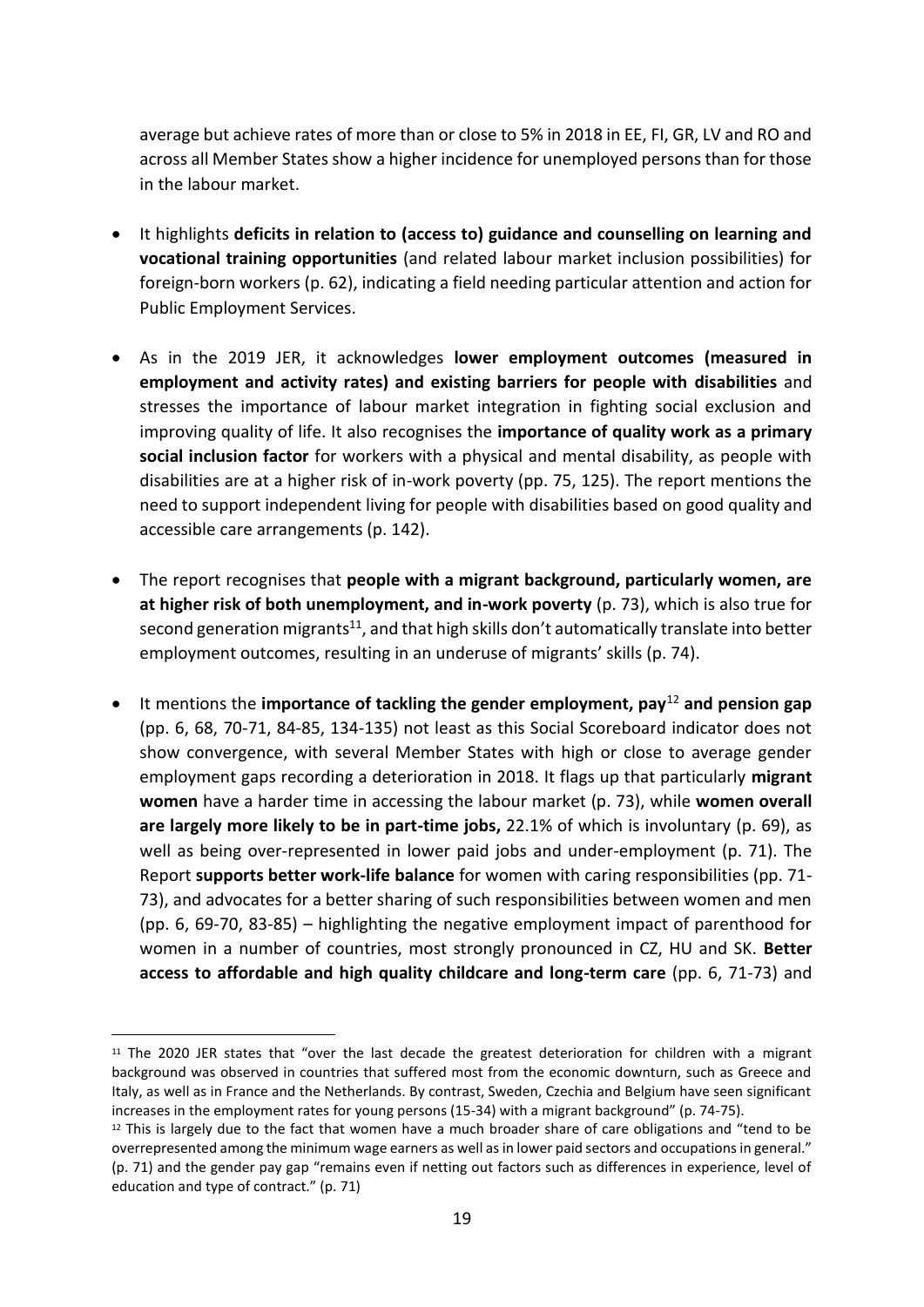average but achieve rates of more than or close to 5% in 2018 in EE, FI, GR, LV and RO and across all Member States show a higher incidence for unemployed persons than for those in the labour market.

- It highlights **deficits in relation to (access to) guidance and counselling on learning and vocational training opportunities** (and related labour market inclusion possibilities) for foreign-born workers (p. 62), indicating a field needing particular attention and action for Public Employment Services.

- As in the 2019 JER, it acknowledges **lower employment outcomes (measured in employment and activity rates) and existing barriers for people with disabilities** and stresses the importance of labour market integration in fighting social exclusion and improving quality of life. It also recognises the **importance of quality work as a primary social inclusion factor** for workers with a physical and mental disability, as people with disabilities are at a higher risk of in-work poverty (pp. 75, 125). The report mentions the need to support independent living for people with disabilities based on good quality and accessible care arrangements (p. 142).

- The report recognises that **people with a migrant background, particularly women, are at higher risk of both unemployment, and in-work poverty** (p. 73), which is also true for second generation migrants[11], and that high skills don't automatically translate into better employment outcomes, resulting in an underuse of migrants' skills (p. 74).

- It mentions the **importance of tackling the gender employment, pay**[12] **and pension gap** (pp. 6, 68, 70-71, 84-85, 134-135) not least as this Social Scoreboard indicator does not show convergence, with several Member States with high or close to average gender employment gaps recording a deterioration in 2018. It flags up that particularly **migrant women** have a harder time in accessing the labour market (p. 73), while **women overall are largely more likely to be in part-time jobs,** 22.1% of which is involuntary (p. 69), as well as being over-represented in lower paid jobs and under-employment (p. 71). The Report **supports better work-life balance** for women with caring responsibilities (pp. 71-73), and advocates for a better sharing of such responsibilities between women and men (pp. 6, 69-70, 83-85) – highlighting the negative employment impact of parenthood for women in a number of countries, most strongly pronounced in CZ, HU and SK. **Better access to affordable and high quality childcare and long-term care** (pp. 6, 71-73) and

---

[11] The 2020 JER states that "over the last decade the greatest deterioration for children with a migrant background was observed in countries that suffered most from the economic downturn, such as Greece and Italy, as well as in France and the Netherlands. By contrast, Sweden, Czechia and Belgium have seen significant increases in the employment rates for young persons (15-34) with a migrant background" (p. 74-75).

[12] This is largely due to the fact that women have a much broader share of care obligations and "tend to be overrepresented among the minimum wage earners as well as in lower paid sectors and occupations in general." (p. 71) and the gender pay gap "remains even if netting out factors such as differences in experience, level of education and type of contract." (p. 71)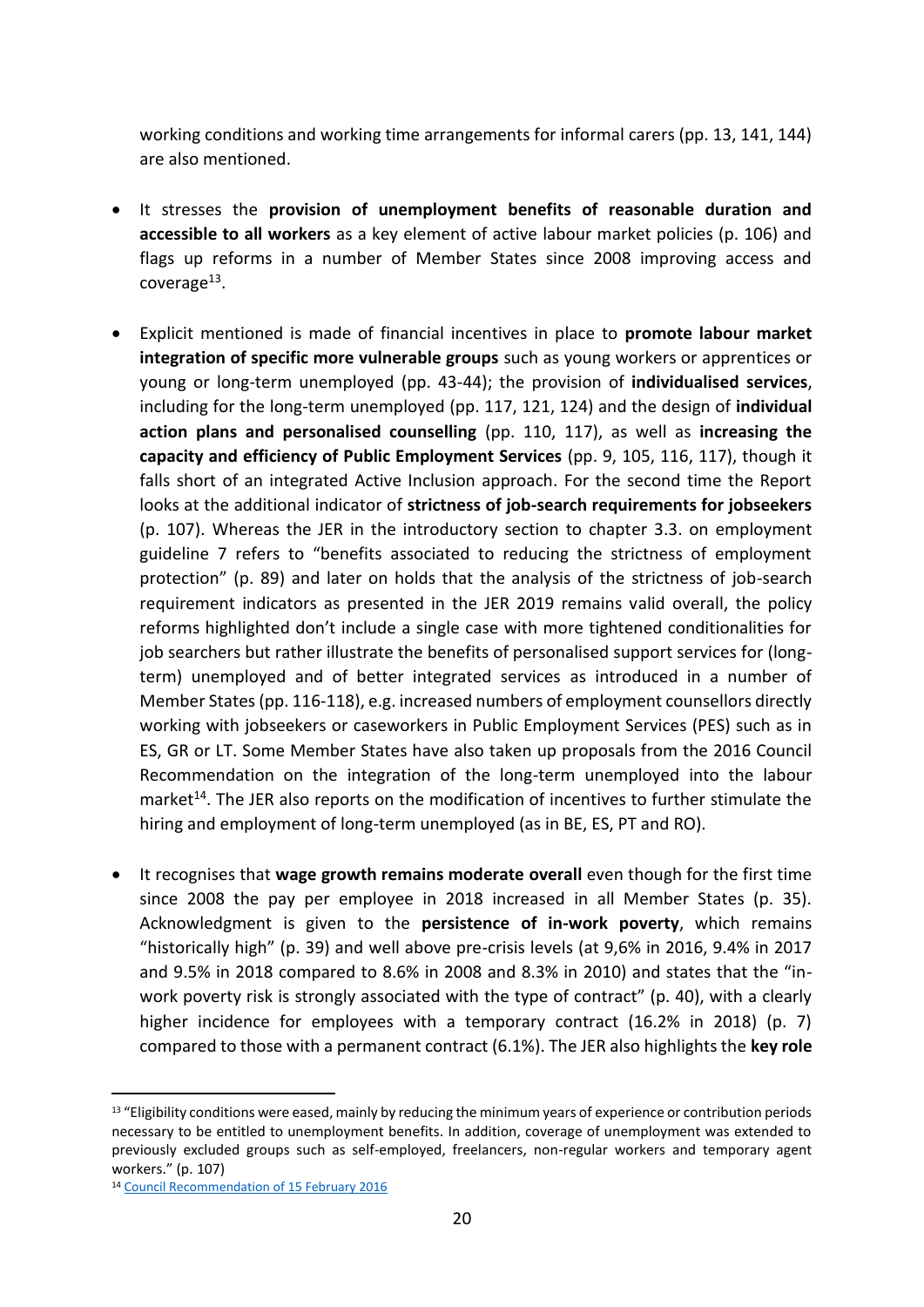working conditions and working time arrangements for informal carers (pp. 13, 141, 144) are also mentioned.

- It stresses the **provision of unemployment benefits of reasonable duration and accessible to all workers** as a key element of active labour market policies (p. 106) and flags up reforms in a number of Member States since 2008 improving access and coverage[13].

- Explicit mentioned is made of financial incentives in place to **promote labour market integration of specific more vulnerable groups** such as young workers or apprentices or young or long-term unemployed (pp. 43-44); the provision of **individualised services**, including for the long-term unemployed (pp. 117, 121, 124) and the design of **individual action plans and personalised counselling** (pp. 110, 117), as well as **increasing the capacity and efficiency of Public Employment Services** (pp. 9, 105, 116, 117), though it falls short of an integrated Active Inclusion approach. For the second time the Report looks at the additional indicator of **strictness of job-search requirements for jobseekers** (p. 107). Whereas the JER in the introductory section to chapter 3.3. on employment guideline 7 refers to "benefits associated to reducing the strictness of employment protection" (p. 89) and later on holds that the analysis of the strictness of job-search requirement indicators as presented in the JER 2019 remains valid overall, the policy reforms highlighted don't include a single case with more tightened conditionalities for job searchers but rather illustrate the benefits of personalised support services for (long-term) unemployed and of better integrated services as introduced in a number of Member States (pp. 116-118), e.g. increased numbers of employment counsellors directly working with jobseekers or caseworkers in Public Employment Services (PES) such as in ES, GR or LT. Some Member States have also taken up proposals from the 2016 Council Recommendation on the integration of the long-term unemployed into the labour market[14]. The JER also reports on the modification of incentives to further stimulate the hiring and employment of long-term unemployed (as in BE, ES, PT and RO).

- It recognises that **wage growth remains moderate overall** even though for the first time since 2008 the pay per employee in 2018 increased in all Member States (p. 35). Acknowledgment is given to the **persistence of in-work poverty**, which remains "historically high" (p. 39) and well above pre-crisis levels (at 9,6% in 2016, 9.4% in 2017 and 9.5% in 2018 compared to 8.6% in 2008 and 8.3% in 2010) and states that the "in-work poverty risk is strongly associated with the type of contract" (p. 40), with a clearly higher incidence for employees with a temporary contract (16.2% in 2018) (p. 7) compared to those with a permanent contract (6.1%). The JER also highlights the **key role**

---

[13] "Eligibility conditions were eased, mainly by reducing the minimum years of experience or contribution periods necessary to be entitled to unemployment benefits. In addition, coverage of unemployment was extended to previously excluded groups such as self-employed, freelancers, non-regular workers and temporary agent workers." (p. 107)

[14] Council Recommendation of 15 February 2016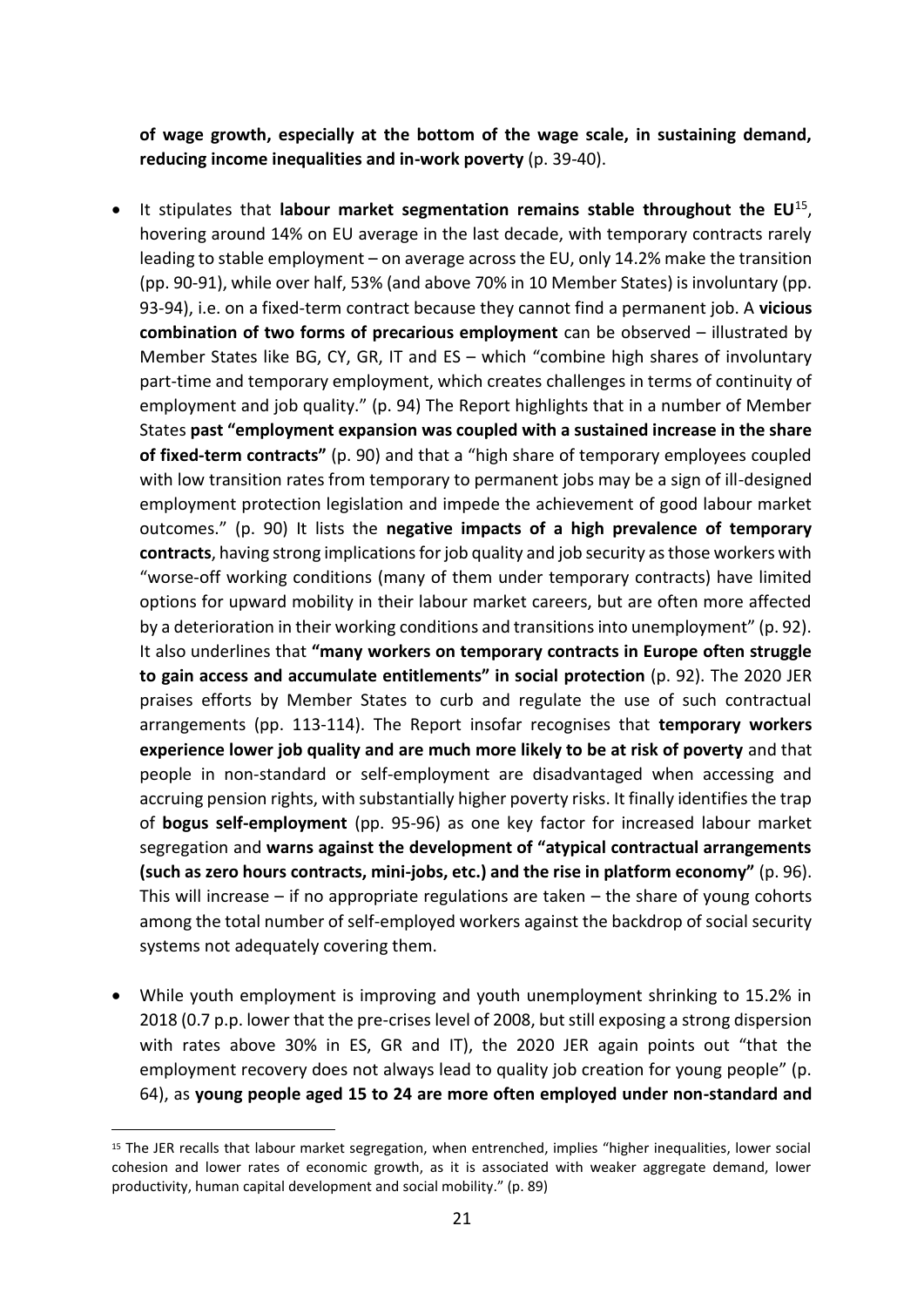**of wage growth, especially at the bottom of the wage scale, in sustaining demand, reducing income inequalities and in-work poverty** (p. 39-40).

- It stipulates that **labour market segmentation remains stable throughout the EU**[15], hovering around 14% on EU average in the last decade, with temporary contracts rarely leading to stable employment – on average across the EU, only 14.2% make the transition (pp. 90-91), while over half, 53% (and above 70% in 10 Member States) is involuntary (pp. 93-94), i.e. on a fixed-term contract because they cannot find a permanent job. A **vicious combination of two forms of precarious employment** can be observed – illustrated by Member States like BG, CY, GR, IT and ES – which "combine high shares of involuntary part-time and temporary employment, which creates challenges in terms of continuity of employment and job quality." (p. 94) The Report highlights that in a number of Member States **past "employment expansion was coupled with a sustained increase in the share of fixed-term contracts"** (p. 90) and that a "high share of temporary employees coupled with low transition rates from temporary to permanent jobs may be a sign of ill-designed employment protection legislation and impede the achievement of good labour market outcomes." (p. 90) It lists the **negative impacts of a high prevalence of temporary contracts**, having strong implications for job quality and job security as those workers with "worse-off working conditions (many of them under temporary contracts) have limited options for upward mobility in their labour market careers, but are often more affected by a deterioration in their working conditions and transitions into unemployment" (p. 92). It also underlines that **"many workers on temporary contracts in Europe often struggle to gain access and accumulate entitlements" in social protection** (p. 92). The 2020 JER praises efforts by Member States to curb and regulate the use of such contractual arrangements (pp. 113-114). The Report insofar recognises that **temporary workers experience lower job quality and are much more likely to be at risk of poverty** and that people in non-standard or self-employment are disadvantaged when accessing and accruing pension rights, with substantially higher poverty risks. It finally identifies the trap of **bogus self-employment** (pp. 95-96) as one key factor for increased labour market segregation and **warns against the development of "atypical contractual arrangements (such as zero hours contracts, mini-jobs, etc.) and the rise in platform economy"** (p. 96). This will increase – if no appropriate regulations are taken – the share of young cohorts among the total number of self-employed workers against the backdrop of social security systems not adequately covering them.

- While youth employment is improving and youth unemployment shrinking to 15.2% in 2018 (0.7 p.p. lower that the pre-crises level of 2008, but still exposing a strong dispersion with rates above 30% in ES, GR and IT), the 2020 JER again points out "that the employment recovery does not always lead to quality job creation for young people" (p. 64), as **young people aged 15 to 24 are more often employed under non-standard and**

[15] The JER recalls that labour market segregation, when entrenched, implies "higher inequalities, lower social cohesion and lower rates of economic growth, as it is associated with weaker aggregate demand, lower productivity, human capital development and social mobility." (p. 89)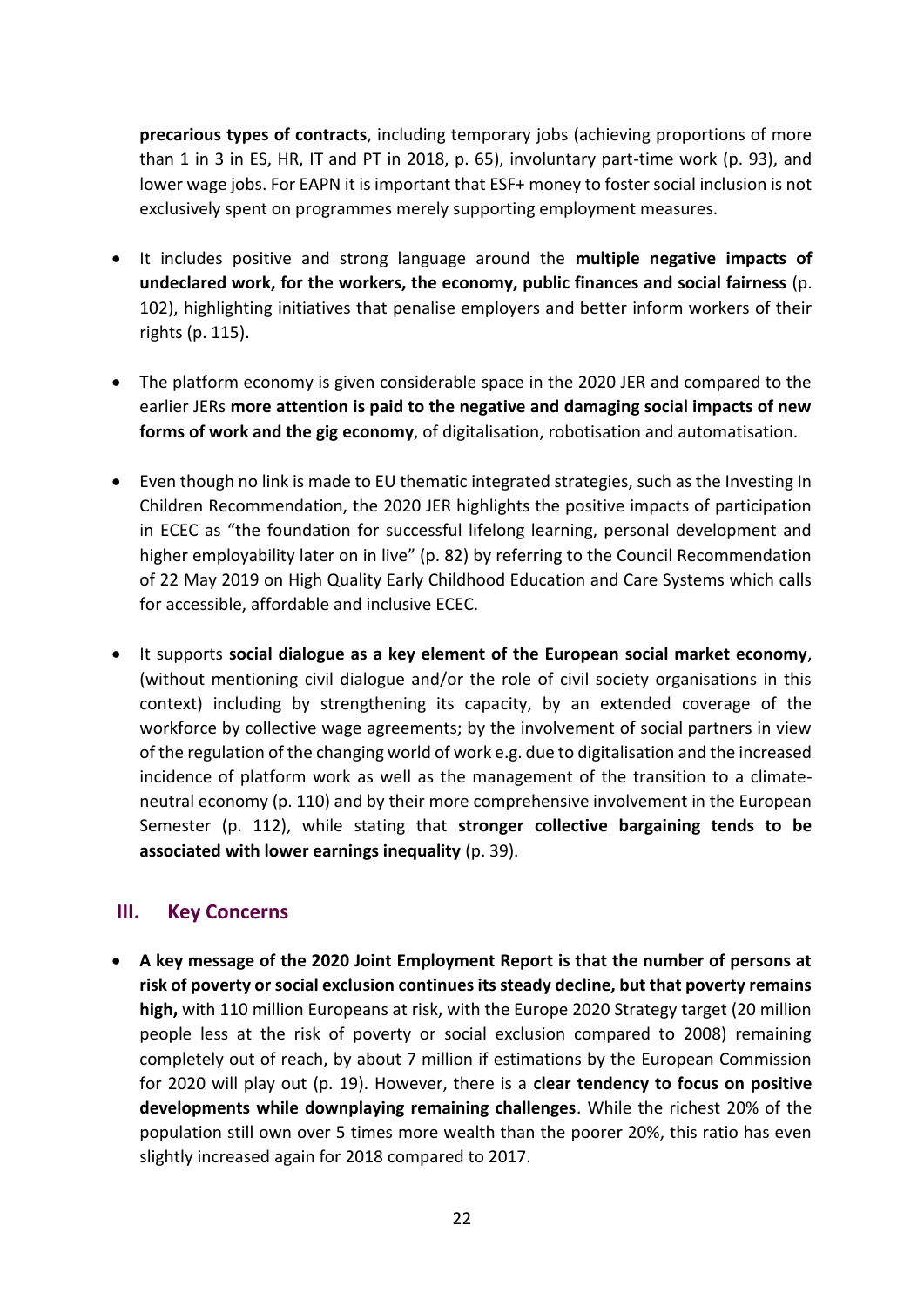**precarious types of contracts**, including temporary jobs (achieving proportions of more than 1 in 3 in ES, HR, IT and PT in 2018, p. 65), involuntary part-time work (p. 93), and lower wage jobs. For EAPN it is important that ESF+ money to foster social inclusion is not exclusively spent on programmes merely supporting employment measures.

- It includes positive and strong language around the **multiple negative impacts of undeclared work, for the workers, the economy, public finances and social fairness** (p. 102), highlighting initiatives that penalise employers and better inform workers of their rights (p. 115).

- The platform economy is given considerable space in the 2020 JER and compared to the earlier JERs **more attention is paid to the negative and damaging social impacts of new forms of work and the gig economy**, of digitalisation, robotisation and automatisation.

- Even though no link is made to EU thematic integrated strategies, such as the Investing In Children Recommendation, the 2020 JER highlights the positive impacts of participation in ECEC as "the foundation for successful lifelong learning, personal development and higher employability later on in live" (p. 82) by referring to the Council Recommendation of 22 May 2019 on High Quality Early Childhood Education and Care Systems which calls for accessible, affordable and inclusive ECEC.

- It supports **social dialogue as a key element of the European social market economy**, (without mentioning civil dialogue and/or the role of civil society organisations in this context) including by strengthening its capacity, by an extended coverage of the workforce by collective wage agreements; by the involvement of social partners in view of the regulation of the changing world of work e.g. due to digitalisation and the increased incidence of platform work as well as the management of the transition to a climate-neutral economy (p. 110) and by their more comprehensive involvement in the European Semester (p. 112), while stating that **stronger collective bargaining tends to be associated with lower earnings inequality** (p. 39).

## III. Key Concerns

- **A key message of the 2020 Joint Employment Report is that the number of persons at risk of poverty or social exclusion continues its steady decline, but that poverty remains high,** with 110 million Europeans at risk, with the Europe 2020 Strategy target (20 million people less at the risk of poverty or social exclusion compared to 2008) remaining completely out of reach, by about 7 million if estimations by the European Commission for 2020 will play out (p. 19). However, there is a **clear tendency to focus on positive developments while downplaying remaining challenges**. While the richest 20% of the population still own over 5 times more wealth than the poorer 20%, this ratio has even slightly increased again for 2018 compared to 2017.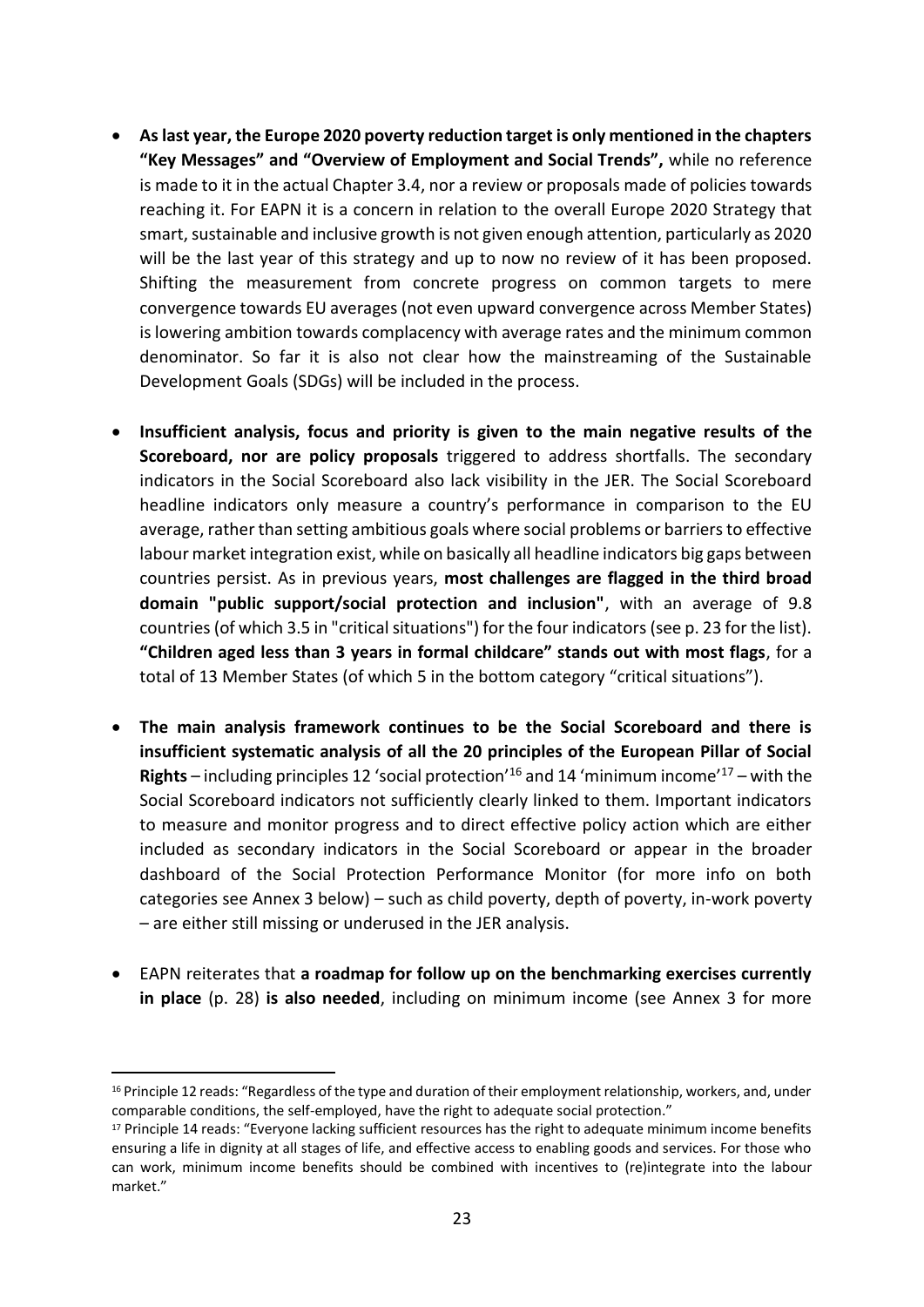- **As last year, the Europe 2020 poverty reduction target is only mentioned in the chapters "Key Messages" and "Overview of Employment and Social Trends",** while no reference is made to it in the actual Chapter 3.4, nor a review or proposals made of policies towards reaching it. For EAPN it is a concern in relation to the overall Europe 2020 Strategy that smart, sustainable and inclusive growth is not given enough attention, particularly as 2020 will be the last year of this strategy and up to now no review of it has been proposed. Shifting the measurement from concrete progress on common targets to mere convergence towards EU averages (not even upward convergence across Member States) is lowering ambition towards complacency with average rates and the minimum common denominator. So far it is also not clear how the mainstreaming of the Sustainable Development Goals (SDGs) will be included in the process.

- **Insufficient analysis, focus and priority is given to the main negative results of the Scoreboard, nor are policy proposals** triggered to address shortfalls. The secondary indicators in the Social Scoreboard also lack visibility in the JER. The Social Scoreboard headline indicators only measure a country's performance in comparison to the EU average, rather than setting ambitious goals where social problems or barriers to effective labour market integration exist, while on basically all headline indicators big gaps between countries persist. As in previous years, **most challenges are flagged in the third broad domain "public support/social protection and inclusion"**, with an average of 9.8 countries (of which 3.5 in "critical situations") for the four indicators (see p. 23 for the list). **"Children aged less than 3 years in formal childcare" stands out with most flags**, for a total of 13 Member States (of which 5 in the bottom category "critical situations").

- **The main analysis framework continues to be the Social Scoreboard and there is insufficient systematic analysis of all the 20 principles of the European Pillar of Social Rights** – including principles 12 'social protection'[16] and 14 'minimum income'[17] – with the Social Scoreboard indicators not sufficiently clearly linked to them. Important indicators to measure and monitor progress and to direct effective policy action which are either included as secondary indicators in the Social Scoreboard or appear in the broader dashboard of the Social Protection Performance Monitor (for more info on both categories see Annex 3 below) – such as child poverty, depth of poverty, in-work poverty – are either still missing or underused in the JER analysis.

- EAPN reiterates that **a roadmap for follow up on the benchmarking exercises currently in place** (p. 28) **is also needed**, including on minimum income (see Annex 3 for more

---

[16] Principle 12 reads: "Regardless of the type and duration of their employment relationship, workers, and, under comparable conditions, the self-employed, have the right to adequate social protection."

[17] Principle 14 reads: "Everyone lacking sufficient resources has the right to adequate minimum income benefits ensuring a life in dignity at all stages of life, and effective access to enabling goods and services. For those who can work, minimum income benefits should be combined with incentives to (re)integrate into the labour market."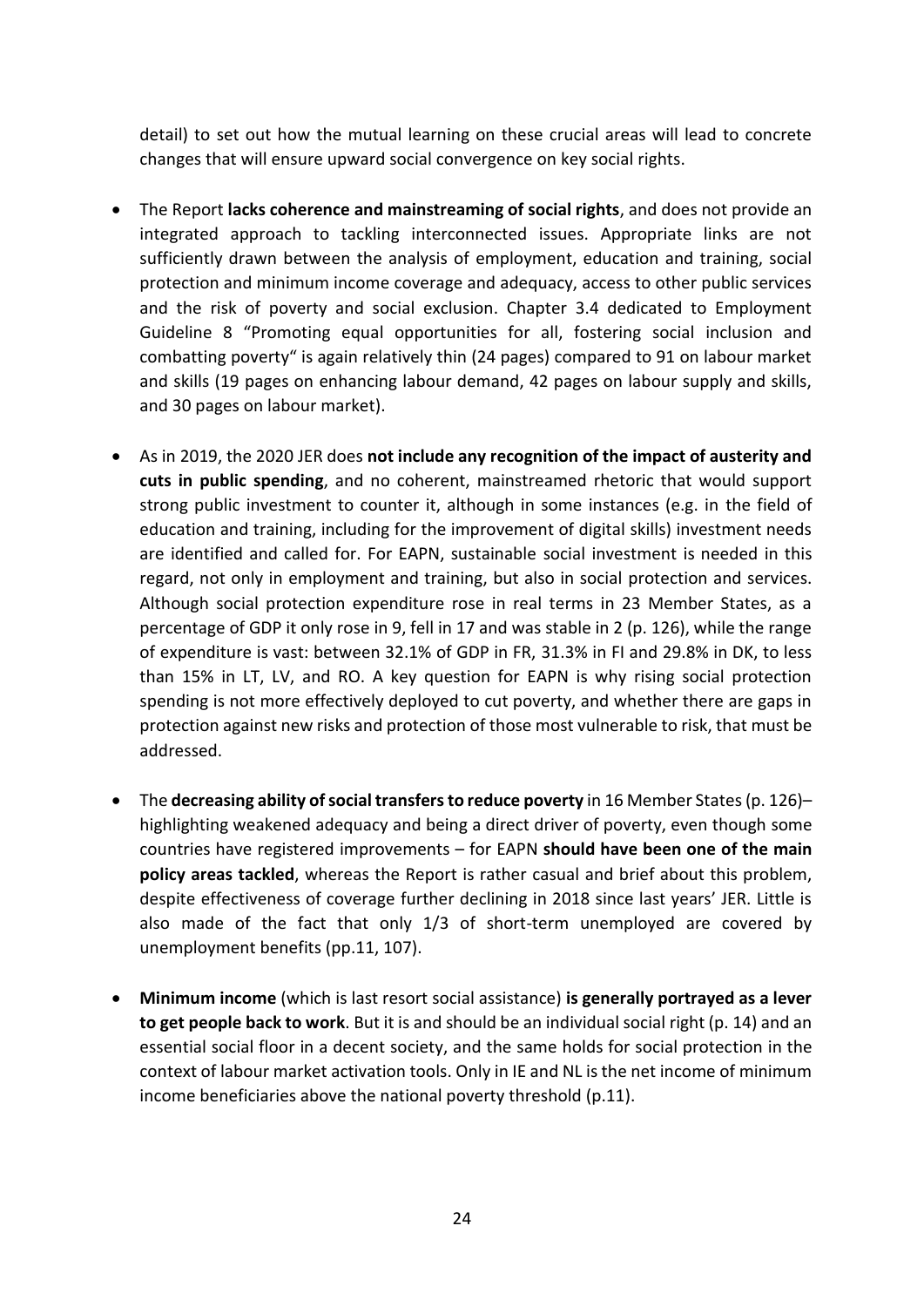detail) to set out how the mutual learning on these crucial areas will lead to concrete changes that will ensure upward social convergence on key social rights.

- The Report **lacks coherence and mainstreaming of social rights**, and does not provide an integrated approach to tackling interconnected issues. Appropriate links are not sufficiently drawn between the analysis of employment, education and training, social protection and minimum income coverage and adequacy, access to other public services and the risk of poverty and social exclusion. Chapter 3.4 dedicated to Employment Guideline 8 "Promoting equal opportunities for all, fostering social inclusion and combatting poverty" is again relatively thin (24 pages) compared to 91 on labour market and skills (19 pages on enhancing labour demand, 42 pages on labour supply and skills, and 30 pages on labour market).

- As in 2019, the 2020 JER does **not include any recognition of the impact of austerity and cuts in public spending**, and no coherent, mainstreamed rhetoric that would support strong public investment to counter it, although in some instances (e.g. in the field of education and training, including for the improvement of digital skills) investment needs are identified and called for. For EAPN, sustainable social investment is needed in this regard, not only in employment and training, but also in social protection and services. Although social protection expenditure rose in real terms in 23 Member States, as a percentage of GDP it only rose in 9, fell in 17 and was stable in 2 (p. 126), while the range of expenditure is vast: between 32.1% of GDP in FR, 31.3% in FI and 29.8% in DK, to less than 15% in LT, LV, and RO. A key question for EAPN is why rising social protection spending is not more effectively deployed to cut poverty, and whether there are gaps in protection against new risks and protection of those most vulnerable to risk, that must be addressed.

- The **decreasing ability of social transfers to reduce poverty** in 16 Member States (p. 126)– highlighting weakened adequacy and being a direct driver of poverty, even though some countries have registered improvements – for EAPN **should have been one of the main policy areas tackled**, whereas the Report is rather casual and brief about this problem, despite effectiveness of coverage further declining in 2018 since last years' JER. Little is also made of the fact that only 1/3 of short-term unemployed are covered by unemployment benefits (pp.11, 107).

- **Minimum income** (which is last resort social assistance) **is generally portrayed as a lever to get people back to work**. But it is and should be an individual social right (p. 14) and an essential social floor in a decent society, and the same holds for social protection in the context of labour market activation tools. Only in IE and NL is the net income of minimum income beneficiaries above the national poverty threshold (p.11).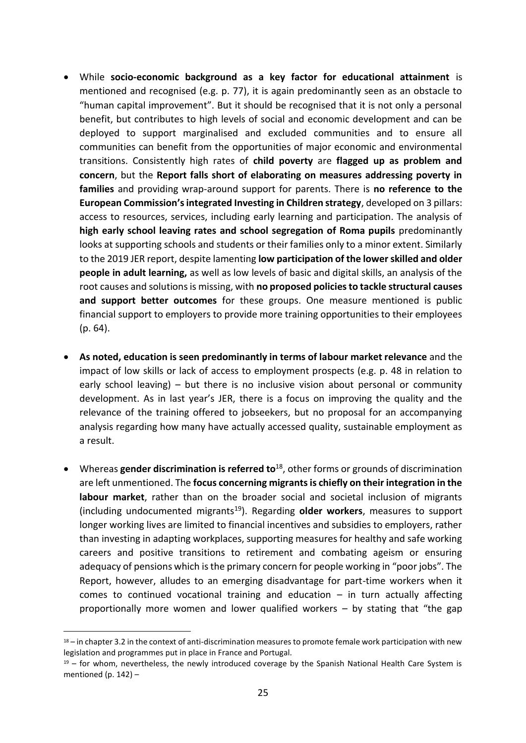- While **socio-economic background as a key factor for educational attainment** is mentioned and recognised (e.g. p. 77), it is again predominantly seen as an obstacle to "human capital improvement". But it should be recognised that it is not only a personal benefit, but contributes to high levels of social and economic development and can be deployed to support marginalised and excluded communities and to ensure all communities can benefit from the opportunities of major economic and environmental transitions. Consistently high rates of **child poverty** are **flagged up as problem and concern**, but the **Report falls short of elaborating on measures addressing poverty in families** and providing wrap-around support for parents. There is **no reference to the European Commission's integrated Investing in Children strategy**, developed on 3 pillars: access to resources, services, including early learning and participation. The analysis of **high early school leaving rates and school segregation of Roma pupils** predominantly looks at supporting schools and students or their families only to a minor extent. Similarly to the 2019 JER report, despite lamenting **low participation of the lower skilled and older people in adult learning,** as well as low levels of basic and digital skills, an analysis of the root causes and solutions is missing, with **no proposed policies to tackle structural causes and support better outcomes** for these groups. One measure mentioned is public financial support to employers to provide more training opportunities to their employees (p. 64).

- **As noted, education is seen predominantly in terms of labour market relevance** and the impact of low skills or lack of access to employment prospects (e.g. p. 48 in relation to early school leaving) – but there is no inclusive vision about personal or community development. As in last year's JER, there is a focus on improving the quality and the relevance of the training offered to jobseekers, but no proposal for an accompanying analysis regarding how many have actually accessed quality, sustainable employment as a result.

- Whereas **gender discrimination is referred to**[18], other forms or grounds of discrimination are left unmentioned. The **focus concerning migrants is chiefly on their integration in the labour market**, rather than on the broader social and societal inclusion of migrants (including undocumented migrants[19]). Regarding **older workers**, measures to support longer working lives are limited to financial incentives and subsidies to employers, rather than investing in adapting workplaces, supporting measures for healthy and safe working careers and positive transitions to retirement and combating ageism or ensuring adequacy of pensions which is the primary concern for people working in "poor jobs". The Report, however, alludes to an emerging disadvantage for part-time workers when it comes to continued vocational training and education – in turn actually affecting proportionally more women and lower qualified workers – by stating that "the gap

[18] – in chapter 3.2 in the context of anti-discrimination measures to promote female work participation with new legislation and programmes put in place in France and Portugal.

[19] – for whom, nevertheless, the newly introduced coverage by the Spanish National Health Care System is mentioned (p. 142) –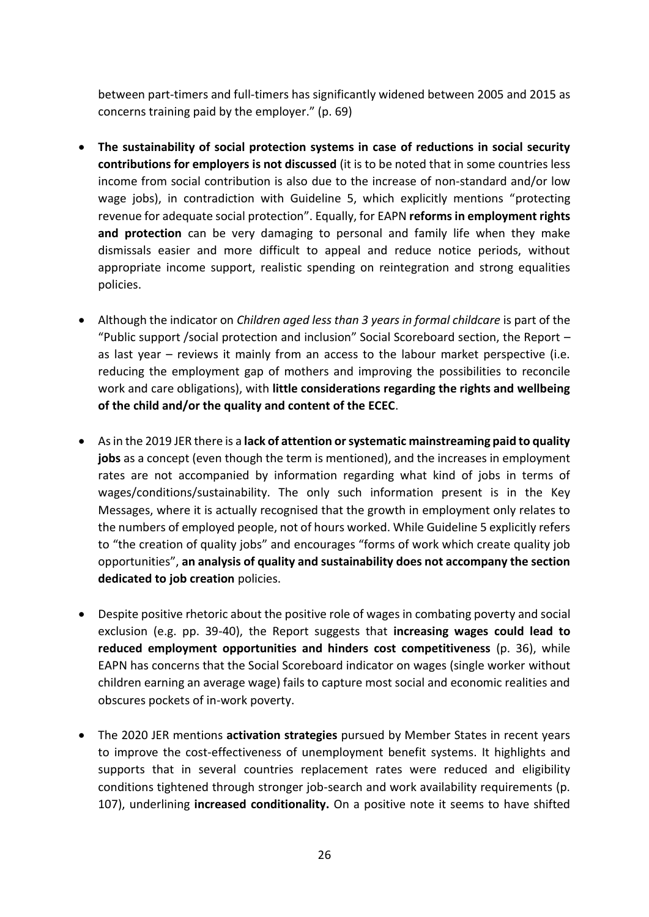between part-timers and full-timers has significantly widened between 2005 and 2015 as concerns training paid by the employer." (p. 69)

- **The sustainability of social protection systems in case of reductions in social security contributions for employers is not discussed** (it is to be noted that in some countries less income from social contribution is also due to the increase of non-standard and/or low wage jobs), in contradiction with Guideline 5, which explicitly mentions "protecting revenue for adequate social protection". Equally, for EAPN **reforms in employment rights and protection** can be very damaging to personal and family life when they make dismissals easier and more difficult to appeal and reduce notice periods, without appropriate income support, realistic spending on reintegration and strong equalities policies.

- Although the indicator on *Children aged less than 3 years in formal childcare* is part of the "Public support /social protection and inclusion" Social Scoreboard section, the Report – as last year – reviews it mainly from an access to the labour market perspective (i.e. reducing the employment gap of mothers and improving the possibilities to reconcile work and care obligations), with **little considerations regarding the rights and wellbeing of the child and/or the quality and content of the ECEC**.

- As in the 2019 JER there is a **lack of attention or systematic mainstreaming paid to quality jobs** as a concept (even though the term is mentioned), and the increases in employment rates are not accompanied by information regarding what kind of jobs in terms of wages/conditions/sustainability. The only such information present is in the Key Messages, where it is actually recognised that the growth in employment only relates to the numbers of employed people, not of hours worked. While Guideline 5 explicitly refers to "the creation of quality jobs" and encourages "forms of work which create quality job opportunities", **an analysis of quality and sustainability does not accompany the section dedicated to job creation** policies.

- Despite positive rhetoric about the positive role of wages in combating poverty and social exclusion (e.g. pp. 39-40), the Report suggests that **increasing wages could lead to reduced employment opportunities and hinders cost competitiveness** (p. 36), while EAPN has concerns that the Social Scoreboard indicator on wages (single worker without children earning an average wage) fails to capture most social and economic realities and obscures pockets of in-work poverty.

- The 2020 JER mentions **activation strategies** pursued by Member States in recent years to improve the cost-effectiveness of unemployment benefit systems. It highlights and supports that in several countries replacement rates were reduced and eligibility conditions tightened through stronger job-search and work availability requirements (p. 107), underlining **increased conditionality.** On a positive note it seems to have shifted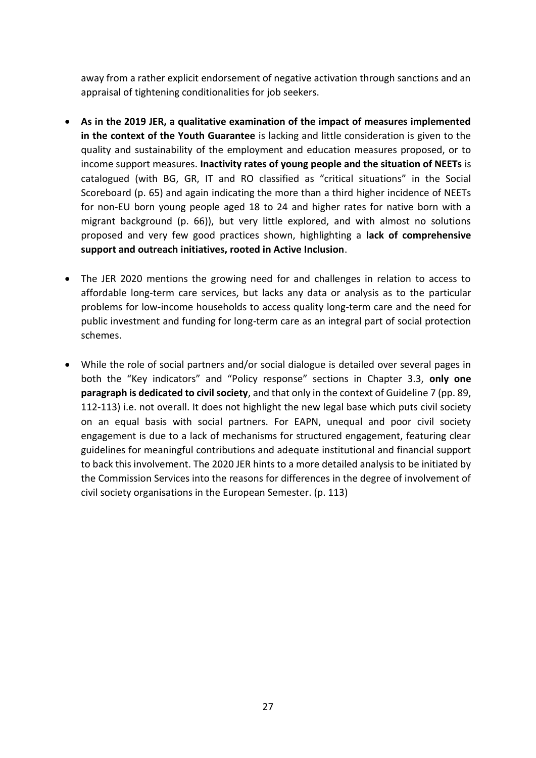away from a rather explicit endorsement of negative activation through sanctions and an appraisal of tightening conditionalities for job seekers.

- **As in the 2019 JER, a qualitative examination of the impact of measures implemented in the context of the Youth Guarantee** is lacking and little consideration is given to the quality and sustainability of the employment and education measures proposed, or to income support measures. **Inactivity rates of young people and the situation of NEETs** is catalogued (with BG, GR, IT and RO classified as "critical situations" in the Social Scoreboard (p. 65) and again indicating the more than a third higher incidence of NEETs for non-EU born young people aged 18 to 24 and higher rates for native born with a migrant background (p. 66)), but very little explored, and with almost no solutions proposed and very few good practices shown, highlighting a **lack of comprehensive support and outreach initiatives, rooted in Active Inclusion**.

- The JER 2020 mentions the growing need for and challenges in relation to access to affordable long-term care services, but lacks any data or analysis as to the particular problems for low-income households to access quality long-term care and the need for public investment and funding for long-term care as an integral part of social protection schemes.

- While the role of social partners and/or social dialogue is detailed over several pages in both the "Key indicators" and "Policy response" sections in Chapter 3.3, **only one paragraph is dedicated to civil society**, and that only in the context of Guideline 7 (pp. 89, 112-113) i.e. not overall. It does not highlight the new legal base which puts civil society on an equal basis with social partners. For EAPN, unequal and poor civil society engagement is due to a lack of mechanisms for structured engagement, featuring clear guidelines for meaningful contributions and adequate institutional and financial support to back this involvement. The 2020 JER hints to a more detailed analysis to be initiated by the Commission Services into the reasons for differences in the degree of involvement of civil society organisations in the European Semester. (p. 113)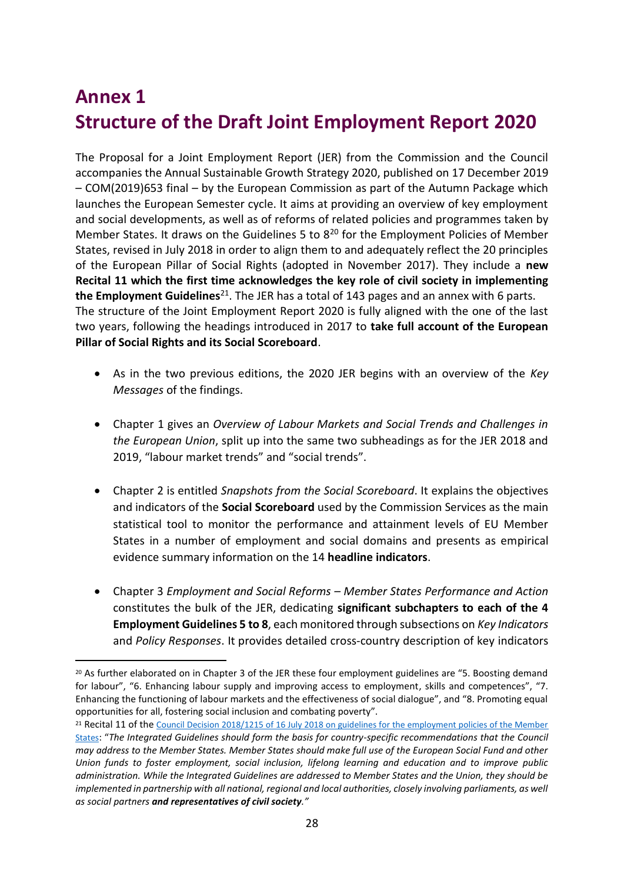# Annex 1
# Structure of the Draft Joint Employment Report 2020

The Proposal for a Joint Employment Report (JER) from the Commission and the Council accompanies the Annual Sustainable Growth Strategy 2020, published on 17 December 2019 – COM(2019)653 final – by the European Commission as part of the Autumn Package which launches the European Semester cycle. It aims at providing an overview of key employment and social developments, as well as of reforms of related policies and programmes taken by Member States. It draws on the Guidelines 5 to 8[20] for the Employment Policies of Member States, revised in July 2018 in order to align them to and adequately reflect the 20 principles of the European Pillar of Social Rights (adopted in November 2017). They include a **new Recital 11 which the first time acknowledges the key role of civil society in implementing the Employment Guidelines**[21]. The JER has a total of 143 pages and an annex with 6 parts.
The structure of the Joint Employment Report 2020 is fully aligned with the one of the last two years, following the headings introduced in 2017 to **take full account of the European Pillar of Social Rights and its Social Scoreboard**.

- As in the two previous editions, the 2020 JER begins with an overview of the *Key Messages* of the findings.

- Chapter 1 gives an *Overview of Labour Markets and Social Trends and Challenges in the European Union*, split up into the same two subheadings as for the JER 2018 and 2019, "labour market trends" and "social trends".

- Chapter 2 is entitled *Snapshots from the Social Scoreboard*. It explains the objectives and indicators of the **Social Scoreboard** used by the Commission Services as the main statistical tool to monitor the performance and attainment levels of EU Member States in a number of employment and social domains and presents as empirical evidence summary information on the 14 **headline indicators**.

- Chapter 3 *Employment and Social Reforms – Member States Performance and Action* constitutes the bulk of the JER, dedicating **significant subchapters to each of the 4 Employment Guidelines 5 to 8**, each monitored through subsections on *Key Indicators* and *Policy Responses*. It provides detailed cross-country description of key indicators

---

[20] As further elaborated on in Chapter 3 of the JER these four employment guidelines are "5. Boosting demand for labour", "6. Enhancing labour supply and improving access to employment, skills and competences", "7. Enhancing the functioning of labour markets and the effectiveness of social dialogue", and "8. Promoting equal opportunities for all, fostering social inclusion and combating poverty".

[21] Recital 11 of the Council Decision 2018/1215 of 16 July 2018 on guidelines for the employment policies of the Member States: "*The Integrated Guidelines should form the basis for country-specific recommendations that the Council may address to the Member States. Member States should make full use of the European Social Fund and other Union funds to foster employment, social inclusion, lifelong learning and education and to improve public administration. While the Integrated Guidelines are addressed to Member States and the Union, they should be implemented in partnership with all national, regional and local authorities, closely involving parliaments, as well as social partners **and representatives of civil society**."*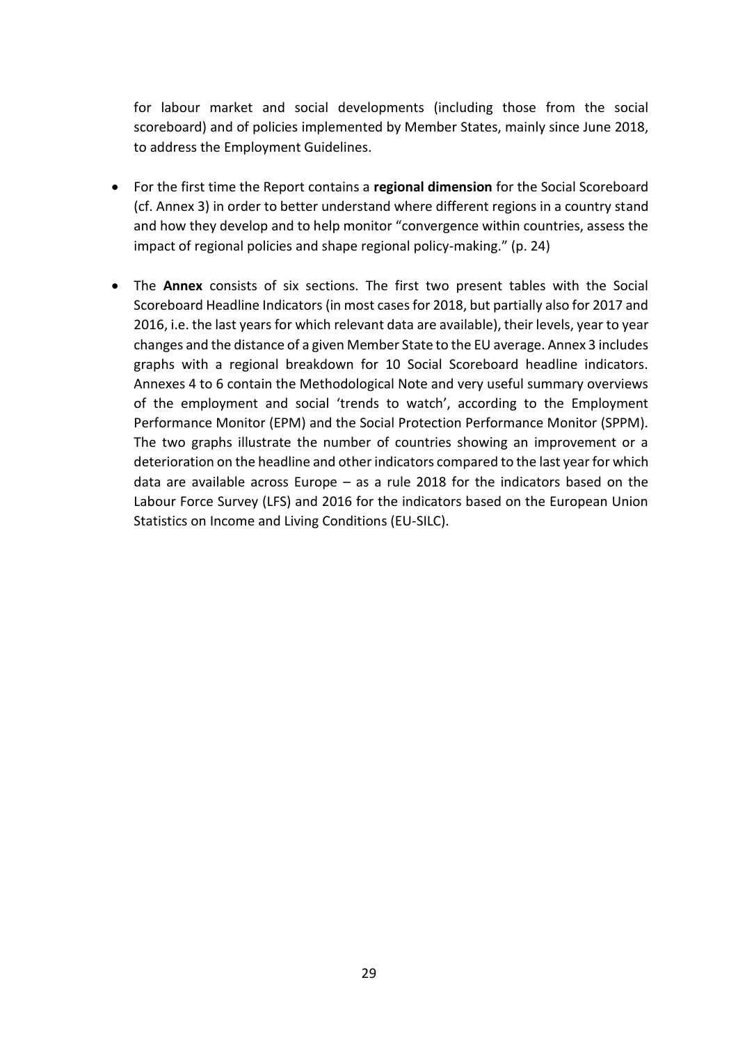for labour market and social developments (including those from the social scoreboard) and of policies implemented by Member States, mainly since June 2018, to address the Employment Guidelines.

- For the first time the Report contains a **regional dimension** for the Social Scoreboard (cf. Annex 3) in order to better understand where different regions in a country stand and how they develop and to help monitor "convergence within countries, assess the impact of regional policies and shape regional policy-making." (p. 24)

- The **Annex** consists of six sections. The first two present tables with the Social Scoreboard Headline Indicators (in most cases for 2018, but partially also for 2017 and 2016, i.e. the last years for which relevant data are available), their levels, year to year changes and the distance of a given Member State to the EU average. Annex 3 includes graphs with a regional breakdown for 10 Social Scoreboard headline indicators. Annexes 4 to 6 contain the Methodological Note and very useful summary overviews of the employment and social 'trends to watch', according to the Employment Performance Monitor (EPM) and the Social Protection Performance Monitor (SPPM). The two graphs illustrate the number of countries showing an improvement or a deterioration on the headline and other indicators compared to the last year for which data are available across Europe – as a rule 2018 for the indicators based on the Labour Force Survey (LFS) and 2016 for the indicators based on the European Union Statistics on Income and Living Conditions (EU-SILC).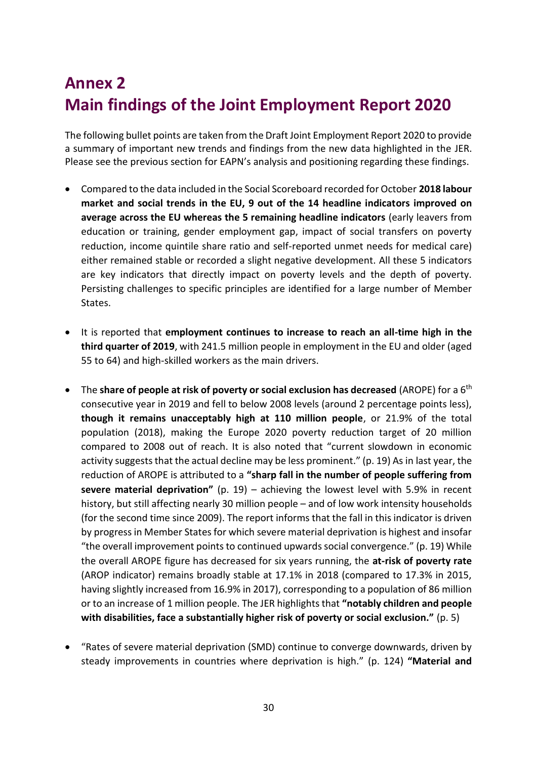# Annex 2
# Main findings of the Joint Employment Report 2020

The following bullet points are taken from the Draft Joint Employment Report 2020 to provide a summary of important new trends and findings from the new data highlighted in the JER. Please see the previous section for EAPN's analysis and positioning regarding these findings.

- Compared to the data included in the Social Scoreboard recorded for October **2018 labour market and social trends in the EU, 9 out of the 14 headline indicators improved on average across the EU whereas the 5 remaining headline indicators** (early leavers from education or training, gender employment gap, impact of social transfers on poverty reduction, income quintile share ratio and self-reported unmet needs for medical care) either remained stable or recorded a slight negative development. All these 5 indicators are key indicators that directly impact on poverty levels and the depth of poverty. Persisting challenges to specific principles are identified for a large number of Member States.

- It is reported that **employment continues to increase to reach an all-time high in the third quarter of 2019**, with 241.5 million people in employment in the EU and older (aged 55 to 64) and high-skilled workers as the main drivers.

- The **share of people at risk of poverty or social exclusion has decreased** (AROPE) for a 6th consecutive year in 2019 and fell to below 2008 levels (around 2 percentage points less), **though it remains unacceptably high at 110 million people**, or 21.9% of the total population (2018), making the Europe 2020 poverty reduction target of 20 million compared to 2008 out of reach. It is also noted that "current slowdown in economic activity suggests that the actual decline may be less prominent." (p. 19) As in last year, the reduction of AROPE is attributed to a **"sharp fall in the number of people suffering from severe material deprivation"** (p. 19) – achieving the lowest level with 5.9% in recent history, but still affecting nearly 30 million people – and of low work intensity households (for the second time since 2009). The report informs that the fall in this indicator is driven by progress in Member States for which severe material deprivation is highest and insofar "the overall improvement points to continued upwards social convergence." (p. 19) While the overall AROPE figure has decreased for six years running, the **at-risk of poverty rate** (AROP indicator) remains broadly stable at 17.1% in 2018 (compared to 17.3% in 2015, having slightly increased from 16.9% in 2017), corresponding to a population of 86 million or to an increase of 1 million people. The JER highlights that **"notably children and people with disabilities, face a substantially higher risk of poverty or social exclusion."** (p. 5)

- "Rates of severe material deprivation (SMD) continue to converge downwards, driven by steady improvements in countries where deprivation is high." (p. 124) **"Material and**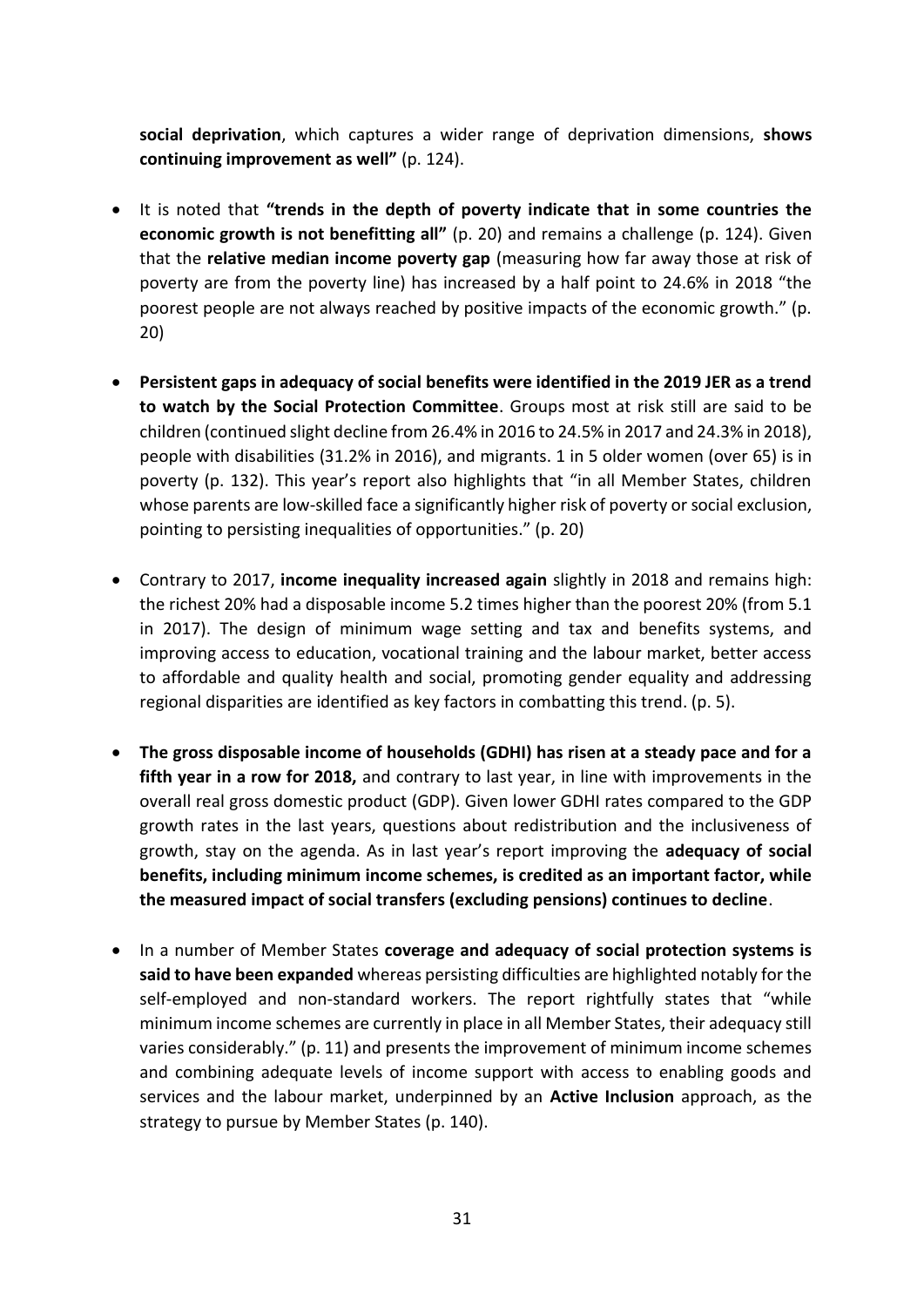**social deprivation**, which captures a wider range of deprivation dimensions, **shows continuing improvement as well"** (p. 124).

- It is noted that **"trends in the depth of poverty indicate that in some countries the economic growth is not benefitting all"** (p. 20) and remains a challenge (p. 124). Given that the **relative median income poverty gap** (measuring how far away those at risk of poverty are from the poverty line) has increased by a half point to 24.6% in 2018 "the poorest people are not always reached by positive impacts of the economic growth." (p. 20)

- **Persistent gaps in adequacy of social benefits were identified in the 2019 JER as a trend to watch by the Social Protection Committee**. Groups most at risk still are said to be children (continued slight decline from 26.4% in 2016 to 24.5% in 2017 and 24.3% in 2018), people with disabilities (31.2% in 2016), and migrants. 1 in 5 older women (over 65) is in poverty (p. 132). This year's report also highlights that "in all Member States, children whose parents are low-skilled face a significantly higher risk of poverty or social exclusion, pointing to persisting inequalities of opportunities." (p. 20)

- Contrary to 2017, **income inequality increased again** slightly in 2018 and remains high: the richest 20% had a disposable income 5.2 times higher than the poorest 20% (from 5.1 in 2017). The design of minimum wage setting and tax and benefits systems, and improving access to education, vocational training and the labour market, better access to affordable and quality health and social, promoting gender equality and addressing regional disparities are identified as key factors in combatting this trend. (p. 5).

- **The gross disposable income of households (GDHI) has risen at a steady pace and for a fifth year in a row for 2018,** and contrary to last year, in line with improvements in the overall real gross domestic product (GDP). Given lower GDHI rates compared to the GDP growth rates in the last years, questions about redistribution and the inclusiveness of growth, stay on the agenda. As in last year's report improving the **adequacy of social benefits, including minimum income schemes, is credited as an important factor, while the measured impact of social transfers (excluding pensions) continues to decline**.

- In a number of Member States **coverage and adequacy of social protection systems is said to have been expanded** whereas persisting difficulties are highlighted notably for the self-employed and non-standard workers. The report rightfully states that "while minimum income schemes are currently in place in all Member States, their adequacy still varies considerably." (p. 11) and presents the improvement of minimum income schemes and combining adequate levels of income support with access to enabling goods and services and the labour market, underpinned by an **Active Inclusion** approach, as the strategy to pursue by Member States (p. 140).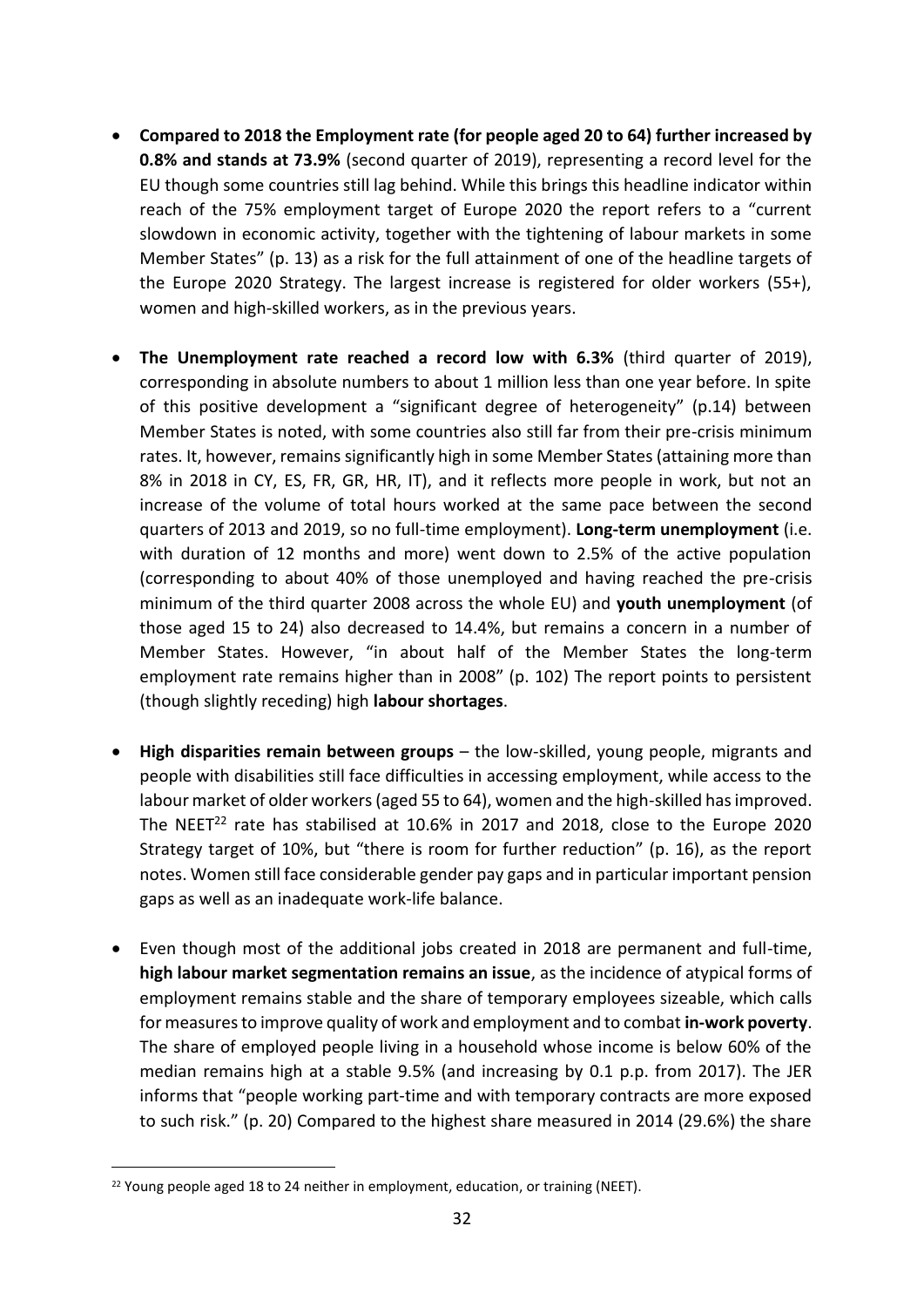- **Compared to 2018 the Employment rate (for people aged 20 to 64) further increased by 0.8% and stands at 73.9%** (second quarter of 2019), representing a record level for the EU though some countries still lag behind. While this brings this headline indicator within reach of the 75% employment target of Europe 2020 the report refers to a "current slowdown in economic activity, together with the tightening of labour markets in some Member States" (p. 13) as a risk for the full attainment of one of the headline targets of the Europe 2020 Strategy. The largest increase is registered for older workers (55+), women and high-skilled workers, as in the previous years.

- **The Unemployment rate reached a record low with 6.3%** (third quarter of 2019), corresponding in absolute numbers to about 1 million less than one year before. In spite of this positive development a "significant degree of heterogeneity" (p.14) between Member States is noted, with some countries also still far from their pre-crisis minimum rates. It, however, remains significantly high in some Member States (attaining more than 8% in 2018 in CY, ES, FR, GR, HR, IT), and it reflects more people in work, but not an increase of the volume of total hours worked at the same pace between the second quarters of 2013 and 2019, so no full-time employment). **Long-term unemployment** (i.e. with duration of 12 months and more) went down to 2.5% of the active population (corresponding to about 40% of those unemployed and having reached the pre-crisis minimum of the third quarter 2008 across the whole EU) and **youth unemployment** (of those aged 15 to 24) also decreased to 14.4%, but remains a concern in a number of Member States. However, "in about half of the Member States the long-term employment rate remains higher than in 2008" (p. 102) The report points to persistent (though slightly receding) high **labour shortages**.

- **High disparities remain between groups** – the low-skilled, young people, migrants and people with disabilities still face difficulties in accessing employment, while access to the labour market of older workers (aged 55 to 64), women and the high-skilled has improved. The NEET[22] rate has stabilised at 10.6% in 2017 and 2018, close to the Europe 2020 Strategy target of 10%, but "there is room for further reduction" (p. 16), as the report notes. Women still face considerable gender pay gaps and in particular important pension gaps as well as an inadequate work-life balance.

- Even though most of the additional jobs created in 2018 are permanent and full-time, **high labour market segmentation remains an issue**, as the incidence of atypical forms of employment remains stable and the share of temporary employees sizeable, which calls for measures to improve quality of work and employment and to combat **in-work poverty**. The share of employed people living in a household whose income is below 60% of the median remains high at a stable 9.5% (and increasing by 0.1 p.p. from 2017). The JER informs that "people working part-time and with temporary contracts are more exposed to such risk." (p. 20) Compared to the highest share measured in 2014 (29.6%) the share

[22] Young people aged 18 to 24 neither in employment, education, or training (NEET).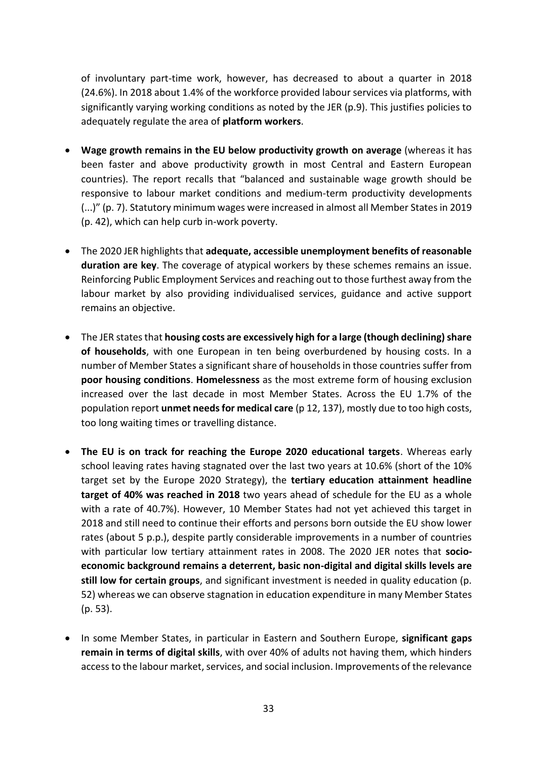of involuntary part-time work, however, has decreased to about a quarter in 2018 (24.6%). In 2018 about 1.4% of the workforce provided labour services via platforms, with significantly varying working conditions as noted by the JER (p.9). This justifies policies to adequately regulate the area of **platform workers**.

- **Wage growth remains in the EU below productivity growth on average** (whereas it has been faster and above productivity growth in most Central and Eastern European countries). The report recalls that "balanced and sustainable wage growth should be responsive to labour market conditions and medium-term productivity developments (...)" (p. 7). Statutory minimum wages were increased in almost all Member States in 2019 (p. 42), which can help curb in-work poverty.

- The 2020 JER highlights that **adequate, accessible unemployment benefits of reasonable duration are key**. The coverage of atypical workers by these schemes remains an issue. Reinforcing Public Employment Services and reaching out to those furthest away from the labour market by also providing individualised services, guidance and active support remains an objective.

- The JER states that **housing costs are excessively high for a large (though declining) share of households**, with one European in ten being overburdened by housing costs. In a number of Member States a significant share of households in those countries suffer from **poor housing conditions**. **Homelessness** as the most extreme form of housing exclusion increased over the last decade in most Member States. Across the EU 1.7% of the population report **unmet needs for medical care** (p 12, 137), mostly due to too high costs, too long waiting times or travelling distance.

- **The EU is on track for reaching the Europe 2020 educational targets**. Whereas early school leaving rates having stagnated over the last two years at 10.6% (short of the 10% target set by the Europe 2020 Strategy), the **tertiary education attainment headline target of 40% was reached in 2018** two years ahead of schedule for the EU as a whole with a rate of 40.7%). However, 10 Member States had not yet achieved this target in 2018 and still need to continue their efforts and persons born outside the EU show lower rates (about 5 p.p.), despite partly considerable improvements in a number of countries with particular low tertiary attainment rates in 2008. The 2020 JER notes that **socio-economic background remains a deterrent, basic non-digital and digital skills levels are still low for certain groups**, and significant investment is needed in quality education (p. 52) whereas we can observe stagnation in education expenditure in many Member States (p. 53).

- In some Member States, in particular in Eastern and Southern Europe, **significant gaps remain in terms of digital skills**, with over 40% of adults not having them, which hinders access to the labour market, services, and social inclusion. Improvements of the relevance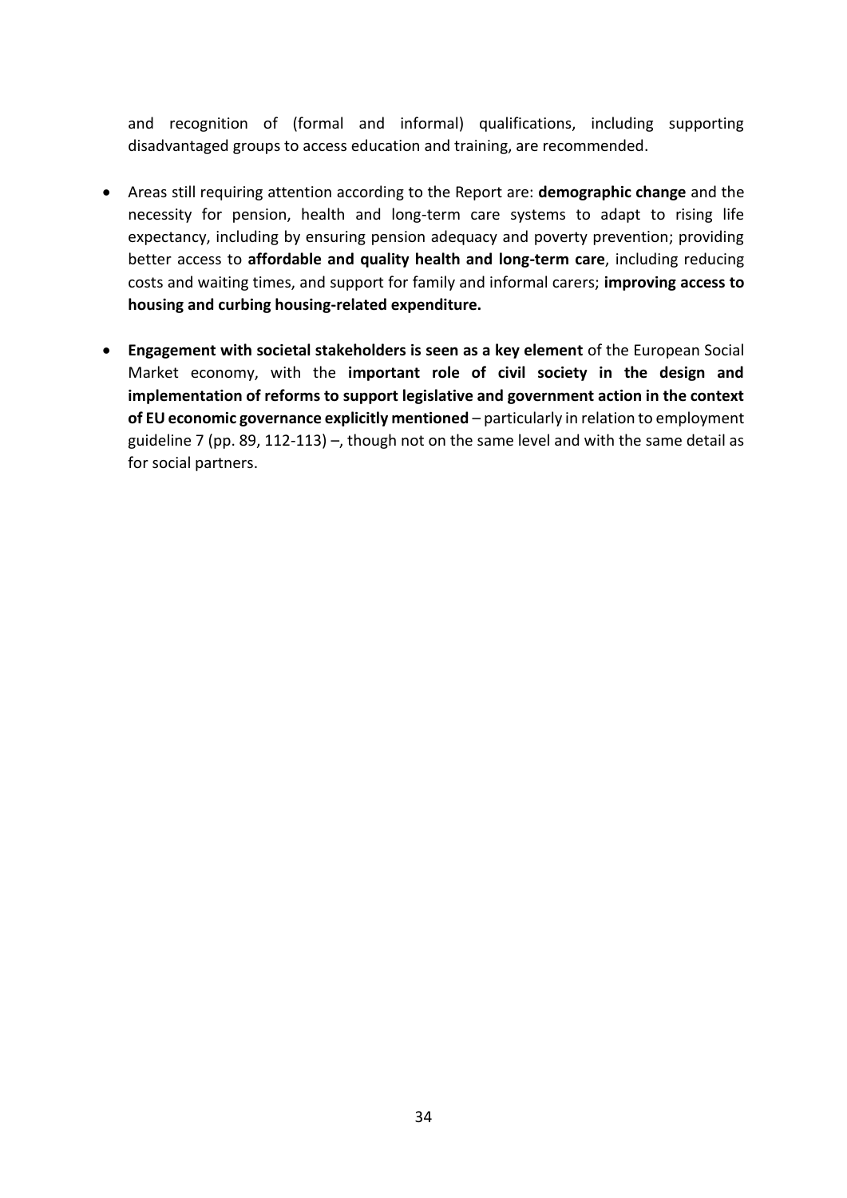and recognition of (formal and informal) qualifications, including supporting disadvantaged groups to access education and training, are recommended.

- Areas still requiring attention according to the Report are: **demographic change** and the necessity for pension, health and long-term care systems to adapt to rising life expectancy, including by ensuring pension adequacy and poverty prevention; providing better access to **affordable and quality health and long-term care**, including reducing costs and waiting times, and support for family and informal carers; **improving access to housing and curbing housing-related expenditure.**

- **Engagement with societal stakeholders is seen as a key element** of the European Social Market economy, with the **important role of civil society in the design and implementation of reforms to support legislative and government action in the context of EU economic governance explicitly mentioned** – particularly in relation to employment guideline 7 (pp. 89, 112-113) –, though not on the same level and with the same detail as for social partners.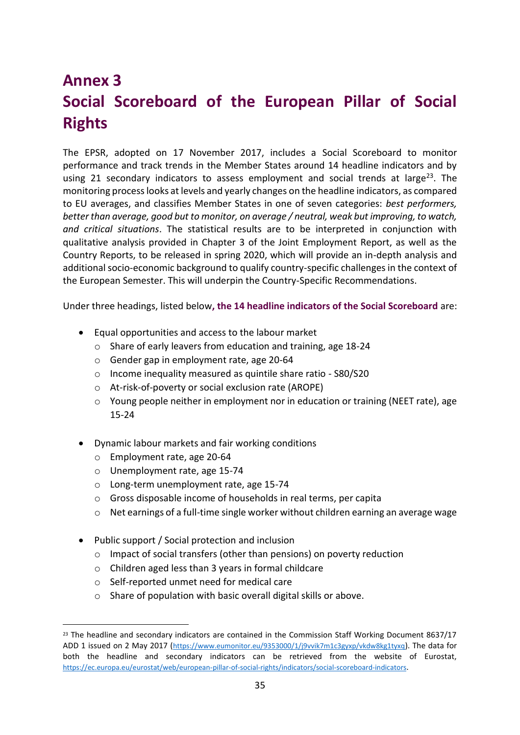# Annex 3
# Social Scoreboard of the European Pillar of Social Rights

The EPSR, adopted on 17 November 2017, includes a Social Scoreboard to monitor performance and track trends in the Member States around 14 headline indicators and by using 21 secondary indicators to assess employment and social trends at large[23]. The monitoring process looks at levels and yearly changes on the headline indicators, as compared to EU averages, and classifies Member States in one of seven categories: *best performers, better than average, good but to monitor, on average / neutral, weak but improving, to watch, and critical situations*. The statistical results are to be interpreted in conjunction with qualitative analysis provided in Chapter 3 of the Joint Employment Report, as well as the Country Reports, to be released in spring 2020, which will provide an in-depth analysis and additional socio-economic background to qualify country-specific challenges in the context of the European Semester. This will underpin the Country-Specific Recommendations.

Under three headings, listed below, **the 14 headline indicators of the Social Scoreboard** are:

- Equal opportunities and access to the labour market
  - Share of early leavers from education and training, age 18-24
  - Gender gap in employment rate, age 20-64
  - Income inequality measured as quintile share ratio - S80/S20
  - At-risk-of-poverty or social exclusion rate (AROPE)
  - Young people neither in employment nor in education or training (NEET rate), age 15-24
- Dynamic labour markets and fair working conditions
  - Employment rate, age 20-64
  - Unemployment rate, age 15-74
  - Long-term unemployment rate, age 15-74
  - Gross disposable income of households in real terms, per capita
  - Net earnings of a full-time single worker without children earning an average wage
- Public support / Social protection and inclusion
  - Impact of social transfers (other than pensions) on poverty reduction
  - Children aged less than 3 years in formal childcare
  - Self-reported unmet need for medical care
  - Share of population with basic overall digital skills or above.

---

[23] The headline and secondary indicators are contained in the Commission Staff Working Document 8637/17 ADD 1 issued on 2 May 2017 (https://www.eumonitor.eu/9353000/1/j9vvik7m1c3gyxp/vkdw8kg1tyxq). The data for both the headline and secondary indicators can be retrieved from the website of Eurostat, https://ec.europa.eu/eurostat/web/european-pillar-of-social-rights/indicators/social-scoreboard-indicators.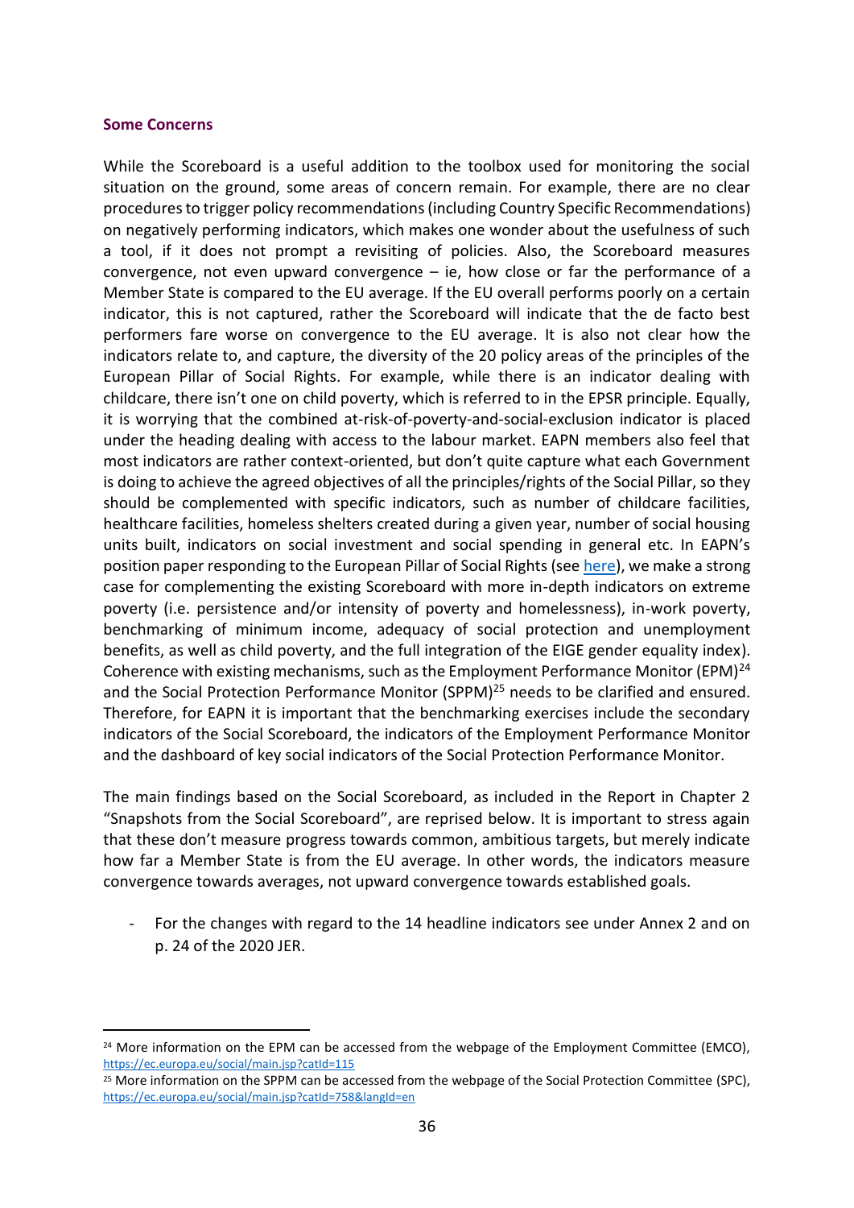**Some Concerns**

While the Scoreboard is a useful addition to the toolbox used for monitoring the social situation on the ground, some areas of concern remain. For example, there are no clear procedures to trigger policy recommendations (including Country Specific Recommendations) on negatively performing indicators, which makes one wonder about the usefulness of such a tool, if it does not prompt a revisiting of policies. Also, the Scoreboard measures convergence, not even upward convergence – ie, how close or far the performance of a Member State is compared to the EU average. If the EU overall performs poorly on a certain indicator, this is not captured, rather the Scoreboard will indicate that the de facto best performers fare worse on convergence to the EU average. It is also not clear how the indicators relate to, and capture, the diversity of the 20 policy areas of the principles of the European Pillar of Social Rights. For example, while there is an indicator dealing with childcare, there isn't one on child poverty, which is referred to in the EPSR principle. Equally, it is worrying that the combined at-risk-of-poverty-and-social-exclusion indicator is placed under the heading dealing with access to the labour market. EAPN members also feel that most indicators are rather context-oriented, but don't quite capture what each Government is doing to achieve the agreed objectives of all the principles/rights of the Social Pillar, so they should be complemented with specific indicators, such as number of childcare facilities, healthcare facilities, homeless shelters created during a given year, number of social housing units built, indicators on social investment and social spending in general etc. In EAPN's position paper responding to the European Pillar of Social Rights (see here), we make a strong case for complementing the existing Scoreboard with more in-depth indicators on extreme poverty (i.e. persistence and/or intensity of poverty and homelessness), in-work poverty, benchmarking of minimum income, adequacy of social protection and unemployment benefits, as well as child poverty, and the full integration of the EIGE gender equality index). Coherence with existing mechanisms, such as the Employment Performance Monitor (EPM)[24] and the Social Protection Performance Monitor (SPPM)[25] needs to be clarified and ensured. Therefore, for EAPN it is important that the benchmarking exercises include the secondary indicators of the Social Scoreboard, the indicators of the Employment Performance Monitor and the dashboard of key social indicators of the Social Protection Performance Monitor.

The main findings based on the Social Scoreboard, as included in the Report in Chapter 2 "Snapshots from the Social Scoreboard", are reprised below. It is important to stress again that these don't measure progress towards common, ambitious targets, but merely indicate how far a Member State is from the EU average. In other words, the indicators measure convergence towards averages, not upward convergence towards established goals.

- For the changes with regard to the 14 headline indicators see under Annex 2 and on p. 24 of the 2020 JER.

[24] More information on the EPM can be accessed from the webpage of the Employment Committee (EMCO), https://ec.europa.eu/social/main.jsp?catId=115

[25] More information on the SPPM can be accessed from the webpage of the Social Protection Committee (SPC), https://ec.europa.eu/social/main.jsp?catId=758&langId=en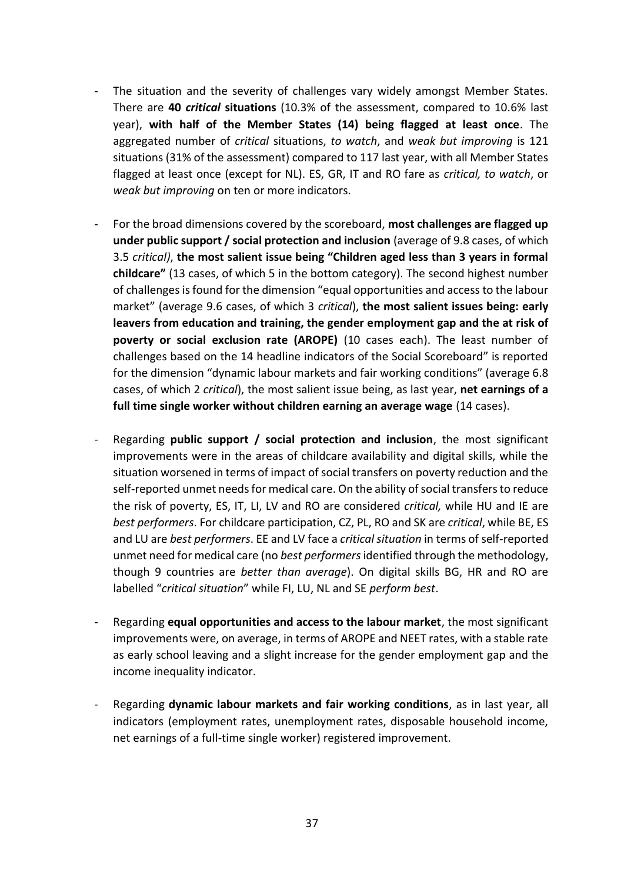- The situation and the severity of challenges vary widely amongst Member States. There are **40 *critical* situations** (10.3% of the assessment, compared to 10.6% last year), **with half of the Member States (14) being flagged at least once**. The aggregated number of *critical* situations, *to watch*, and *weak but improving* is 121 situations (31% of the assessment) compared to 117 last year, with all Member States flagged at least once (except for NL). ES, GR, IT and RO fare as *critical, to watch*, or *weak but improving* on ten or more indicators.

- For the broad dimensions covered by the scoreboard, **most challenges are flagged up under public support / social protection and inclusion** (average of 9.8 cases, of which 3.5 *critical)*, **the most salient issue being "Children aged less than 3 years in formal childcare"** (13 cases, of which 5 in the bottom category). The second highest number of challenges is found for the dimension "equal opportunities and access to the labour market" (average 9.6 cases, of which 3 *critical*), **the most salient issues being: early leavers from education and training, the gender employment gap and the at risk of poverty or social exclusion rate (AROPE)** (10 cases each). The least number of challenges based on the 14 headline indicators of the Social Scoreboard" is reported for the dimension "dynamic labour markets and fair working conditions" (average 6.8 cases, of which 2 *critical*), the most salient issue being, as last year, **net earnings of a full time single worker without children earning an average wage** (14 cases).

- Regarding **public support / social protection and inclusion**, the most significant improvements were in the areas of childcare availability and digital skills, while the situation worsened in terms of impact of social transfers on poverty reduction and the self-reported unmet needs for medical care. On the ability of social transfers to reduce the risk of poverty, ES, IT, LI, LV and RO are considered *critical,* while HU and IE are *best performers*. For childcare participation, CZ, PL, RO and SK are *critical*, while BE, ES and LU are *best performers*. EE and LV face a *critical situation* in terms of self-reported unmet need for medical care (no *best performers* identified through the methodology, though 9 countries are *better than average*). On digital skills BG, HR and RO are labelled "*critical situation*" while FI, LU, NL and SE *perform best*.

- Regarding **equal opportunities and access to the labour market**, the most significant improvements were, on average, in terms of AROPE and NEET rates, with a stable rate as early school leaving and a slight increase for the gender employment gap and the income inequality indicator.

- Regarding **dynamic labour markets and fair working conditions**, as in last year, all indicators (employment rates, unemployment rates, disposable household income, net earnings of a full-time single worker) registered improvement.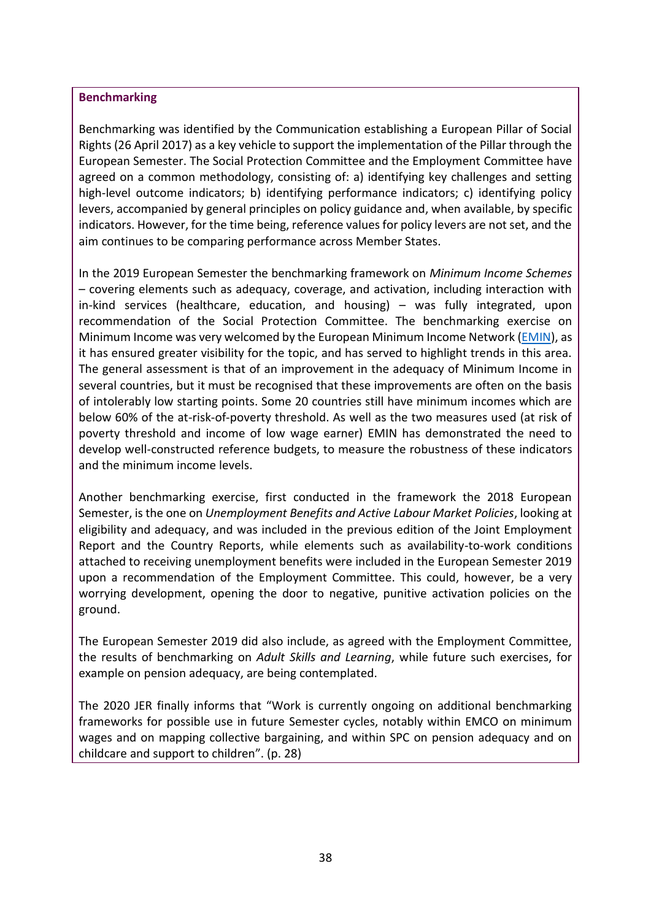**Benchmarking**

Benchmarking was identified by the Communication establishing a European Pillar of Social Rights (26 April 2017) as a key vehicle to support the implementation of the Pillar through the European Semester. The Social Protection Committee and the Employment Committee have agreed on a common methodology, consisting of: a) identifying key challenges and setting high-level outcome indicators; b) identifying performance indicators; c) identifying policy levers, accompanied by general principles on policy guidance and, when available, by specific indicators. However, for the time being, reference values for policy levers are not set, and the aim continues to be comparing performance across Member States.

In the 2019 European Semester the benchmarking framework on *Minimum Income Schemes* – covering elements such as adequacy, coverage, and activation, including interaction with in-kind services (healthcare, education, and housing) – was fully integrated, upon recommendation of the Social Protection Committee. The benchmarking exercise on Minimum Income was very welcomed by the European Minimum Income Network (EMIN), as it has ensured greater visibility for the topic, and has served to highlight trends in this area. The general assessment is that of an improvement in the adequacy of Minimum Income in several countries, but it must be recognised that these improvements are often on the basis of intolerably low starting points. Some 20 countries still have minimum incomes which are below 60% of the at-risk-of-poverty threshold. As well as the two measures used (at risk of poverty threshold and income of low wage earner) EMIN has demonstrated the need to develop well-constructed reference budgets, to measure the robustness of these indicators and the minimum income levels.

Another benchmarking exercise, first conducted in the framework the 2018 European Semester, is the one on *Unemployment Benefits and Active Labour Market Policies*, looking at eligibility and adequacy, and was included in the previous edition of the Joint Employment Report and the Country Reports, while elements such as availability-to-work conditions attached to receiving unemployment benefits were included in the European Semester 2019 upon a recommendation of the Employment Committee. This could, however, be a very worrying development, opening the door to negative, punitive activation policies on the ground.

The European Semester 2019 did also include, as agreed with the Employment Committee, the results of benchmarking on *Adult Skills and Learning*, while future such exercises, for example on pension adequacy, are being contemplated.

The 2020 JER finally informs that "Work is currently ongoing on additional benchmarking frameworks for possible use in future Semester cycles, notably within EMCO on minimum wages and on mapping collective bargaining, and within SPC on pension adequacy and on childcare and support to children". (p. 28)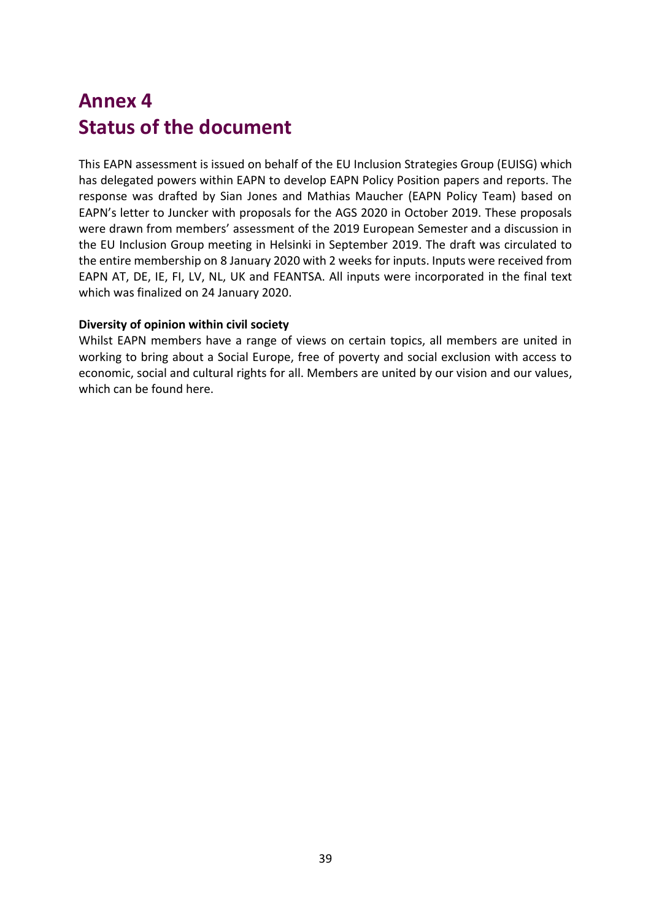# Annex 4
# Status of the document

This EAPN assessment is issued on behalf of the EU Inclusion Strategies Group (EUISG) which has delegated powers within EAPN to develop EAPN Policy Position papers and reports. The response was drafted by Sian Jones and Mathias Maucher (EAPN Policy Team) based on EAPN's letter to Juncker with proposals for the AGS 2020 in October 2019. These proposals were drawn from members' assessment of the 2019 European Semester and a discussion in the EU Inclusion Group meeting in Helsinki in September 2019. The draft was circulated to the entire membership on 8 January 2020 with 2 weeks for inputs. Inputs were received from EAPN AT, DE, IE, FI, LV, NL, UK and FEANTSA. All inputs were incorporated in the final text which was finalized on 24 January 2020.

**Diversity of opinion within civil society**

Whilst EAPN members have a range of views on certain topics, all members are united in working to bring about a Social Europe, free of poverty and social exclusion with access to economic, social and cultural rights for all. Members are united by our vision and our values, which can be found here.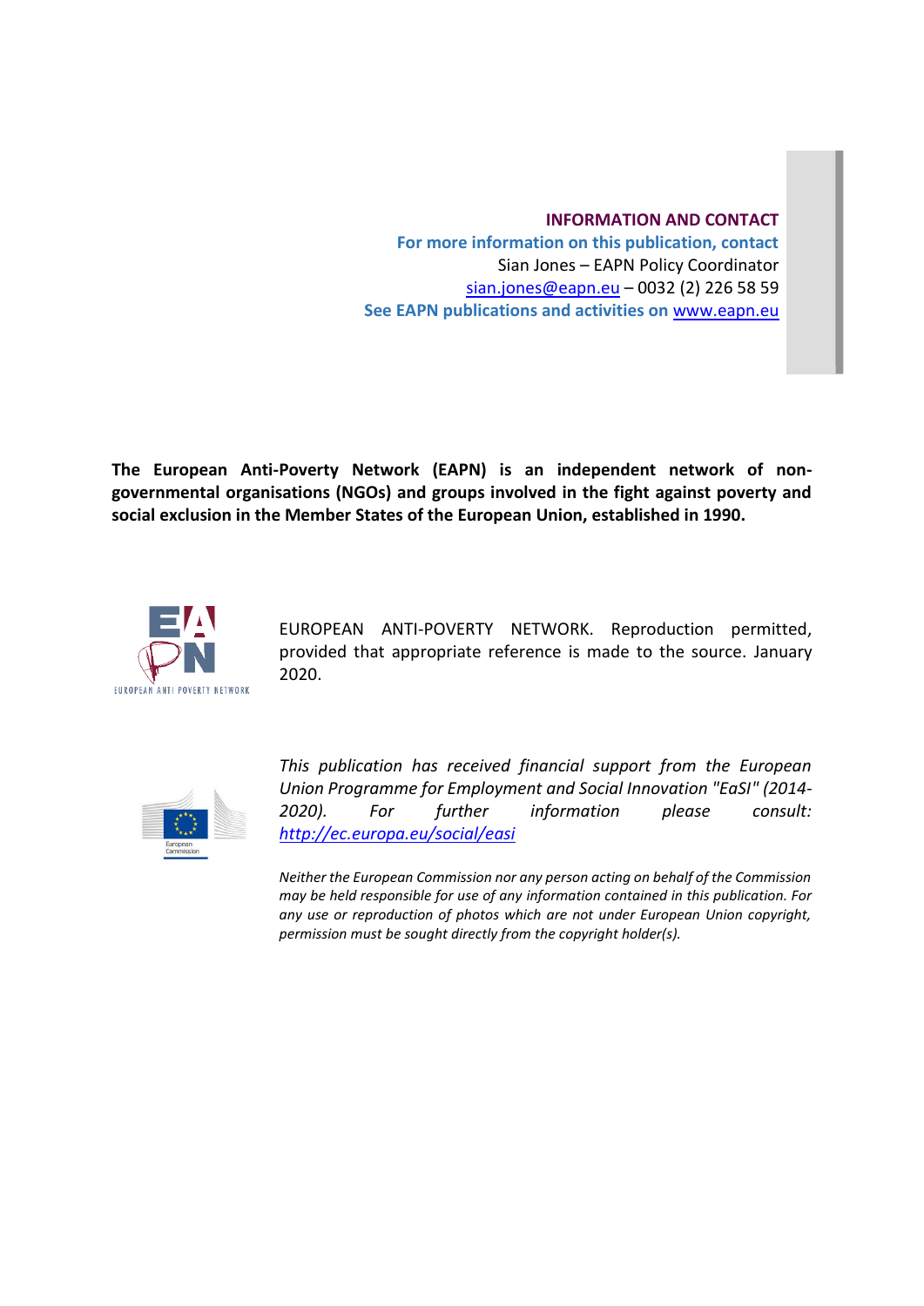**INFORMATION AND CONTACT**

**For more information on this publication, contact**

Sian Jones – EAPN Policy Coordinator

sian.jones@eapn.eu – 0032 (2) 226 58 59

**See EAPN publications and activities on www.eapn.eu**

**The European Anti-Poverty Network (EAPN) is an independent network of non-governmental organisations (NGOs) and groups involved in the fight against poverty and social exclusion in the Member States of the European Union, established in 1990.**

EUROPEAN ANTI-POVERTY NETWORK. Reproduction permitted, provided that appropriate reference is made to the source. January 2020.

*This publication has received financial support from the European Union Programme for Employment and Social Innovation "EaSI" (2014-2020). For further information please consult: http://ec.europa.eu/social/easi*

*Neither the European Commission nor any person acting on behalf of the Commission may be held responsible for use of any information contained in this publication. For any use or reproduction of photos which are not under European Union copyright, permission must be sought directly from the copyright holder(s).*